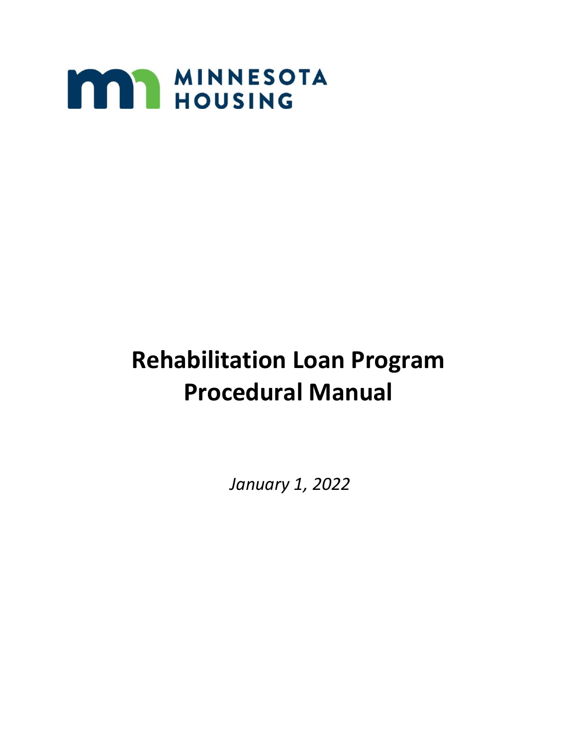MINNESOTA HOUSING

# Rehabilitation Loan Program Procedural Manual

*January 1, 2022*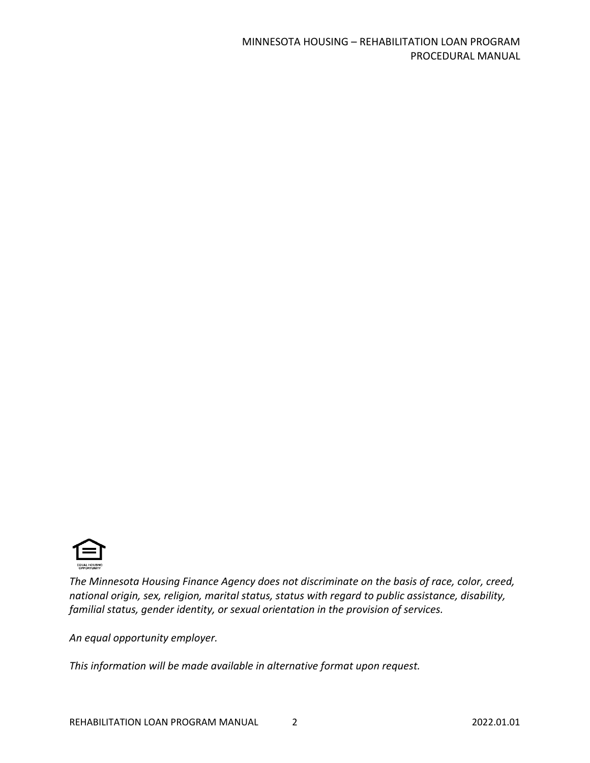*The Minnesota Housing Finance Agency does not discriminate on the basis of race, color, creed, national origin, sex, religion, marital status, status with regard to public assistance, disability, familial status, gender identity, or sexual orientation in the provision of services.*

*An equal opportunity employer.*

*This information will be made available in alternative format upon request.*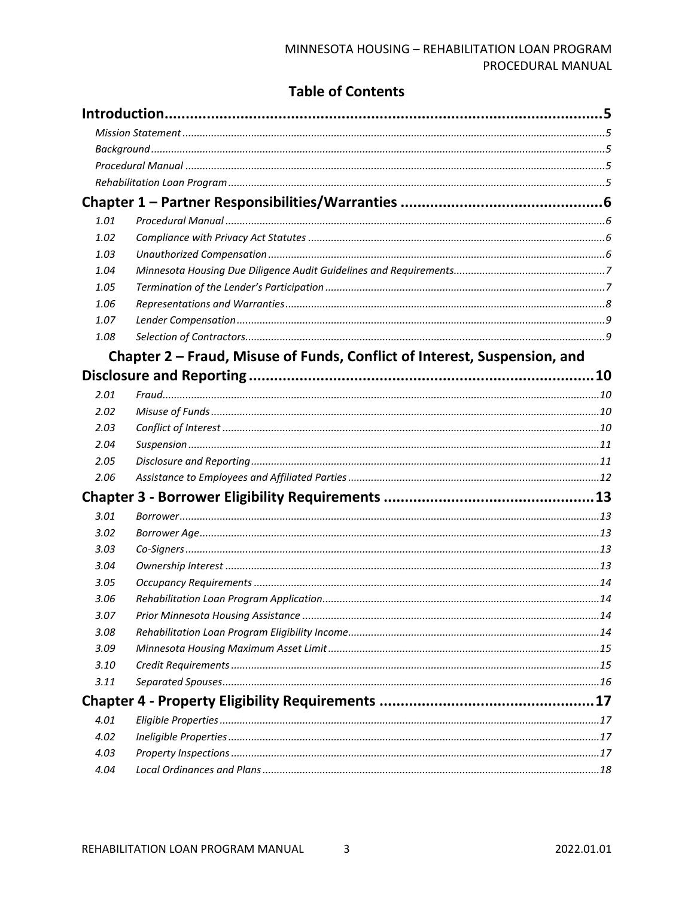# Table of Contents

**Introduction** ..... 5

*Mission Statement* ..... 5

*Background* ..... 5

*Procedural Manual* ..... 5

*Rehabilitation Loan Program* ..... 5

**Chapter 1 – Partner Responsibilities/Warranties** ..... 6

| | | |
|---|---|---|
| 1.01 | Procedural Manual | 6 |
| 1.02 | Compliance with Privacy Act Statutes | 6 |
| 1.03 | Unauthorized Compensation | 6 |
| 1.04 | Minnesota Housing Due Diligence Audit Guidelines and Requirements | 7 |
| 1.05 | Termination of the Lender's Participation | 7 |
| 1.06 | Representations and Warranties | 8 |
| 1.07 | Lender Compensation | 9 |
| 1.08 | Selection of Contractors | 9 |

**Chapter 2 – Fraud, Misuse of Funds, Conflict of Interest, Suspension, and Disclosure and Reporting** ..... 10

| | | |
|---|---|---|
| 2.01 | Fraud | 10 |
| 2.02 | Misuse of Funds | 10 |
| 2.03 | Conflict of Interest | 10 |
| 2.04 | Suspension | 11 |
| 2.05 | Disclosure and Reporting | 11 |
| 2.06 | Assistance to Employees and Affiliated Parties | 12 |

**Chapter 3 - Borrower Eligibility Requirements** ..... 13

| | | |
|---|---|---|
| 3.01 | Borrower | 13 |
| 3.02 | Borrower Age | 13 |
| 3.03 | Co-Signers | 13 |
| 3.04 | Ownership Interest | 13 |
| 3.05 | Occupancy Requirements | 14 |
| 3.06 | Rehabilitation Loan Program Application | 14 |
| 3.07 | Prior Minnesota Housing Assistance | 14 |
| 3.08 | Rehabilitation Loan Program Eligibility Income | 14 |
| 3.09 | Minnesota Housing Maximum Asset Limit | 15 |
| 3.10 | Credit Requirements | 15 |
| 3.11 | Separated Spouses | 16 |

**Chapter 4 - Property Eligibility Requirements** ..... 17

| | | |
|---|---|---|
| 4.01 | Eligible Properties | 17 |
| 4.02 | Ineligible Properties | 17 |
| 4.03 | Property Inspections | 17 |
| 4.04 | Local Ordinances and Plans | 18 |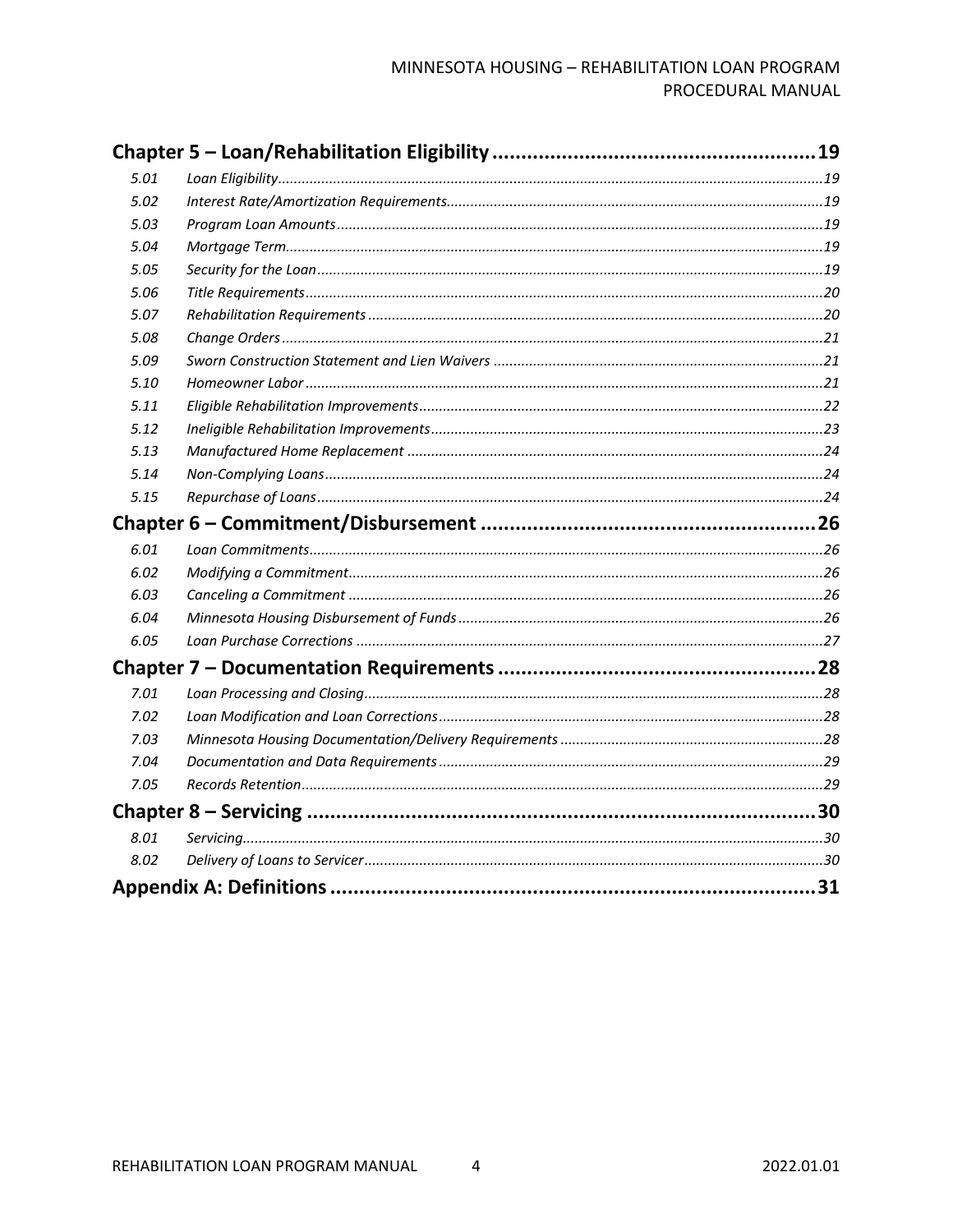**Chapter 5 – Loan/Rehabilitation Eligibility .......................................................19**

*5.01 Loan Eligibility.........................................................................................................................19*

*5.02 Interest Rate/Amortization Requirements...............................................................................19*

*5.03 Program Loan Amounts...........................................................................................................19*

*5.04 Mortgage Term........................................................................................................................19*

*5.05 Security for the Loan................................................................................................................19*

*5.06 Title Requirements...................................................................................................................20*

*5.07 Rehabilitation Requirements...................................................................................................20*

*5.08 Change Orders.........................................................................................................................21*

*5.09 Sworn Construction Statement and Lien Waivers...................................................................21*

*5.10 Homeowner Labor...................................................................................................................21*

*5.11 Eligible Rehabilitation Improvements......................................................................................22*

*5.12 Ineligible Rehabilitation Improvements...................................................................................23*

*5.13 Manufactured Home Replacement.........................................................................................24*

*5.14 Non-Complying Loans..............................................................................................................24*

*5.15 Repurchase of Loans................................................................................................................24*

**Chapter 6 – Commitment/Disbursement ..........................................................26**

*6.01 Loan Commitments..................................................................................................................26*

*6.02 Modifying a Commitment........................................................................................................26*

*6.03 Canceling a Commitment........................................................................................................26*

*6.04 Minnesota Housing Disbursement of Funds............................................................................26*

*6.05 Loan Purchase Corrections......................................................................................................27*

**Chapter 7 – Documentation Requirements .......................................................28**

*7.01 Loan Processing and Closing....................................................................................................28*

*7.02 Loan Modification and Loan Corrections.................................................................................28*

*7.03 Minnesota Housing Documentation/Delivery Requirements..................................................28*

*7.04 Documentation and Data Requirements.................................................................................29*

*7.05 Records Retention....................................................................................................................29*

**Chapter 8 – Servicing ........................................................................................30**

*8.01 Servicing..................................................................................................................................30*

*8.02 Delivery of Loans to Servicer...................................................................................................30*

**Appendix A: Definitions ....................................................................................31**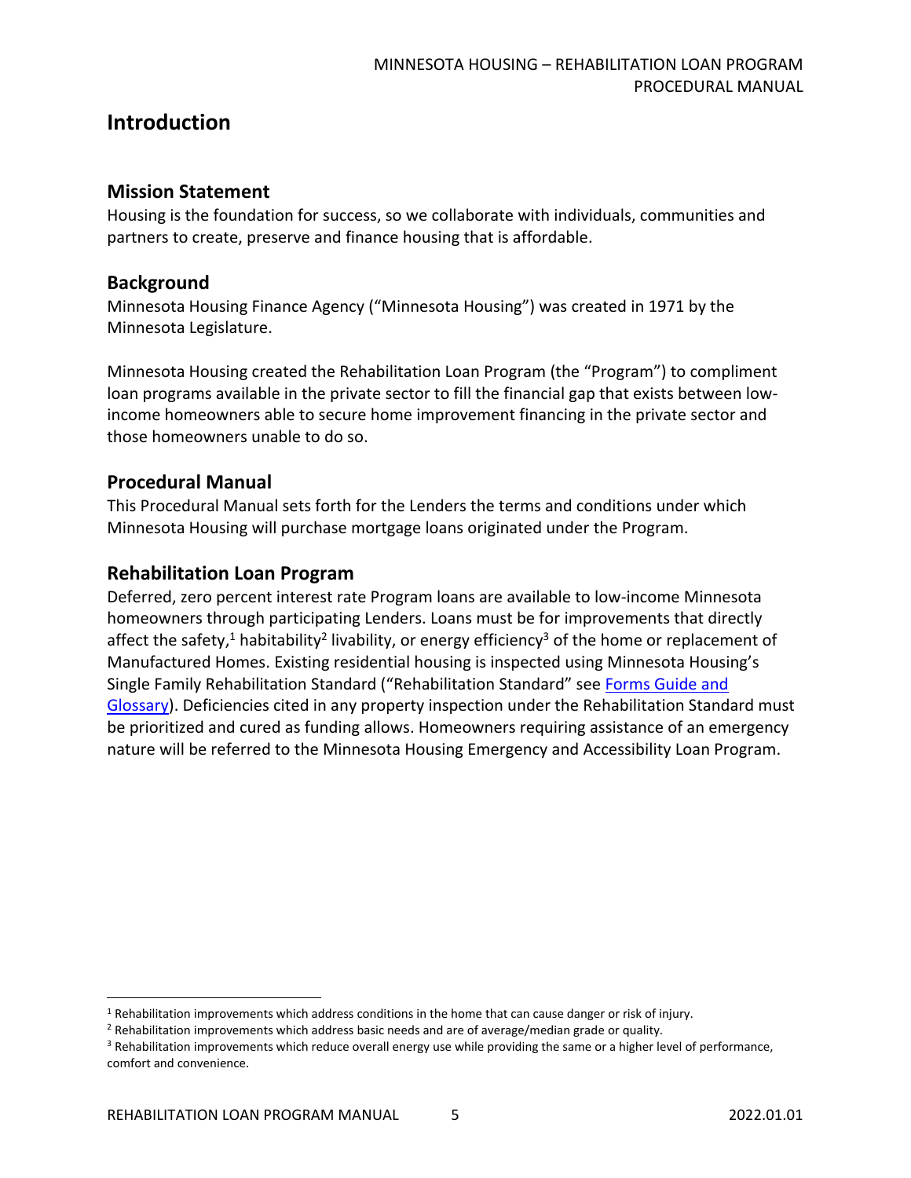# Introduction

## Mission Statement

Housing is the foundation for success, so we collaborate with individuals, communities and partners to create, preserve and finance housing that is affordable.

## Background

Minnesota Housing Finance Agency ("Minnesota Housing") was created in 1971 by the Minnesota Legislature.

Minnesota Housing created the Rehabilitation Loan Program (the "Program") to compliment loan programs available in the private sector to fill the financial gap that exists between low-income homeowners able to secure home improvement financing in the private sector and those homeowners unable to do so.

## Procedural Manual

This Procedural Manual sets forth for the Lenders the terms and conditions under which Minnesota Housing will purchase mortgage loans originated under the Program.

## Rehabilitation Loan Program

Deferred, zero percent interest rate Program loans are available to low-income Minnesota homeowners through participating Lenders. Loans must be for improvements that directly affect the safety,[1] habitability[2] livability, or energy efficiency[3] of the home or replacement of Manufactured Homes. Existing residential housing is inspected using Minnesota Housing's Single Family Rehabilitation Standard ("Rehabilitation Standard" see Forms Guide and Glossary). Deficiencies cited in any property inspection under the Rehabilitation Standard must be prioritized and cured as funding allows. Homeowners requiring assistance of an emergency nature will be referred to the Minnesota Housing Emergency and Accessibility Loan Program.

---

[1] Rehabilitation improvements which address conditions in the home that can cause danger or risk of injury.

[2] Rehabilitation improvements which address basic needs and are of average/median grade or quality.

[3] Rehabilitation improvements which reduce overall energy use while providing the same or a higher level of performance, comfort and convenience.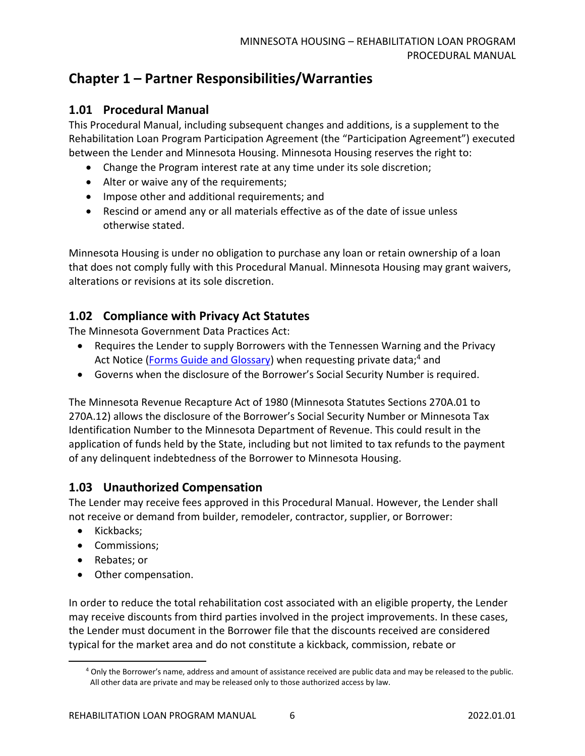# Chapter 1 – Partner Responsibilities/Warranties

## 1.01 Procedural Manual

This Procedural Manual, including subsequent changes and additions, is a supplement to the Rehabilitation Loan Program Participation Agreement (the "Participation Agreement") executed between the Lender and Minnesota Housing. Minnesota Housing reserves the right to:

- Change the Program interest rate at any time under its sole discretion;
- Alter or waive any of the requirements;
- Impose other and additional requirements; and
- Rescind or amend any or all materials effective as of the date of issue unless otherwise stated.

Minnesota Housing is under no obligation to purchase any loan or retain ownership of a loan that does not comply fully with this Procedural Manual. Minnesota Housing may grant waivers, alterations or revisions at its sole discretion.

## 1.02 Compliance with Privacy Act Statutes

The Minnesota Government Data Practices Act:

- Requires the Lender to supply Borrowers with the Tennessen Warning and the Privacy Act Notice (Forms Guide and Glossary) when requesting private data;[4] and
- Governs when the disclosure of the Borrower's Social Security Number is required.

The Minnesota Revenue Recapture Act of 1980 (Minnesota Statutes Sections 270A.01 to 270A.12) allows the disclosure of the Borrower's Social Security Number or Minnesota Tax Identification Number to the Minnesota Department of Revenue. This could result in the application of funds held by the State, including but not limited to tax refunds to the payment of any delinquent indebtedness of the Borrower to Minnesota Housing.

## 1.03 Unauthorized Compensation

The Lender may receive fees approved in this Procedural Manual. However, the Lender shall not receive or demand from builder, remodeler, contractor, supplier, or Borrower:

- Kickbacks;
- Commissions;
- Rebates; or
- Other compensation.

In order to reduce the total rehabilitation cost associated with an eligible property, the Lender may receive discounts from third parties involved in the project improvements. In these cases, the Lender must document in the Borrower file that the discounts received are considered typical for the market area and do not constitute a kickback, commission, rebate or

[4] Only the Borrower's name, address and amount of assistance received are public data and may be released to the public. All other data are private and may be released only to those authorized access by law.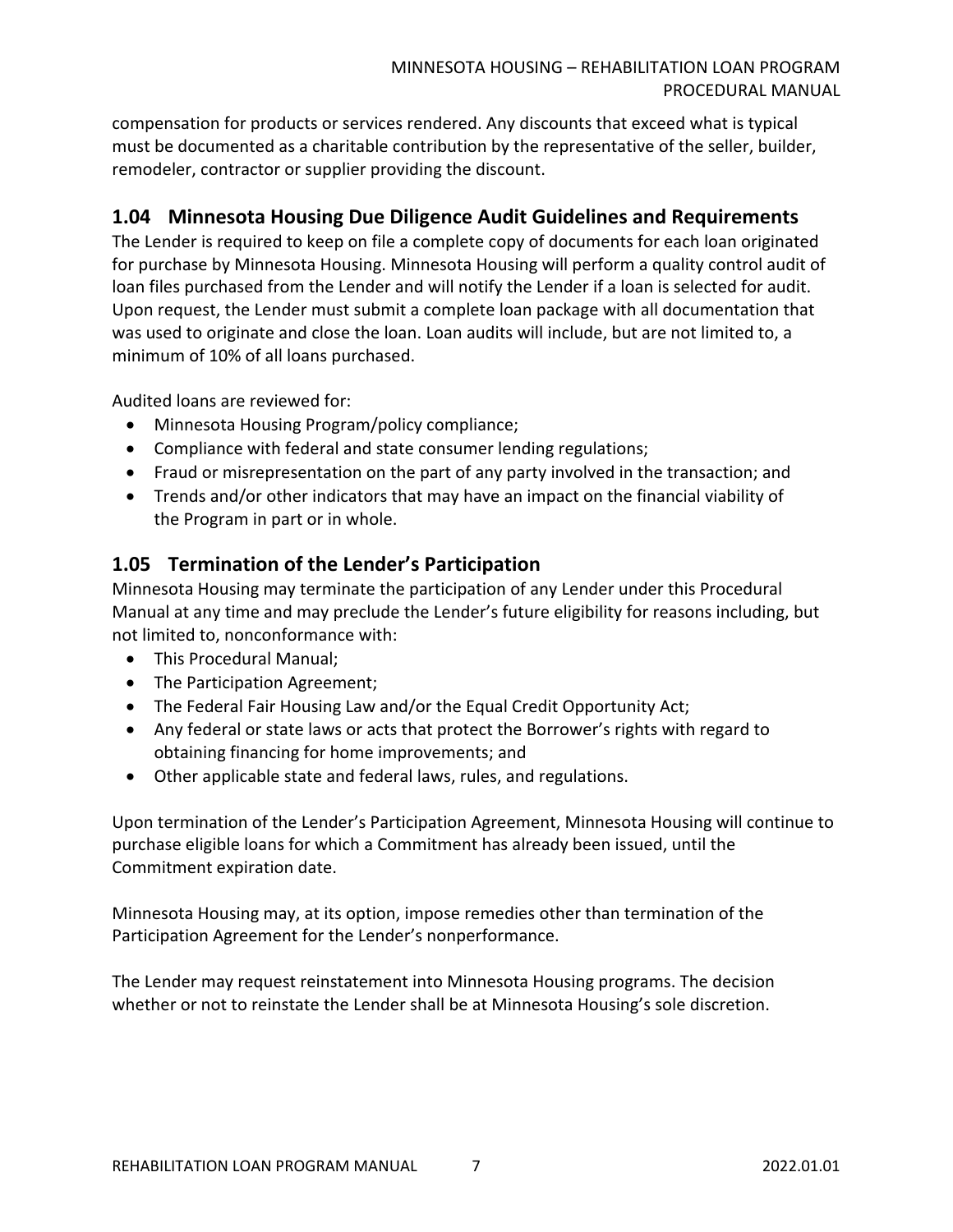compensation for products or services rendered. Any discounts that exceed what is typical must be documented as a charitable contribution by the representative of the seller, builder, remodeler, contractor or supplier providing the discount.

## 1.04 Minnesota Housing Due Diligence Audit Guidelines and Requirements

The Lender is required to keep on file a complete copy of documents for each loan originated for purchase by Minnesota Housing. Minnesota Housing will perform a quality control audit of loan files purchased from the Lender and will notify the Lender if a loan is selected for audit. Upon request, the Lender must submit a complete loan package with all documentation that was used to originate and close the loan. Loan audits will include, but are not limited to, a minimum of 10% of all loans purchased.

Audited loans are reviewed for:

- Minnesota Housing Program/policy compliance;
- Compliance with federal and state consumer lending regulations;
- Fraud or misrepresentation on the part of any party involved in the transaction; and
- Trends and/or other indicators that may have an impact on the financial viability of the Program in part or in whole.

## 1.05 Termination of the Lender's Participation

Minnesota Housing may terminate the participation of any Lender under this Procedural Manual at any time and may preclude the Lender's future eligibility for reasons including, but not limited to, nonconformance with:

- This Procedural Manual;
- The Participation Agreement;
- The Federal Fair Housing Law and/or the Equal Credit Opportunity Act;
- Any federal or state laws or acts that protect the Borrower's rights with regard to obtaining financing for home improvements; and
- Other applicable state and federal laws, rules, and regulations.

Upon termination of the Lender's Participation Agreement, Minnesota Housing will continue to purchase eligible loans for which a Commitment has already been issued, until the Commitment expiration date.

Minnesota Housing may, at its option, impose remedies other than termination of the Participation Agreement for the Lender's nonperformance.

The Lender may request reinstatement into Minnesota Housing programs. The decision whether or not to reinstate the Lender shall be at Minnesota Housing's sole discretion.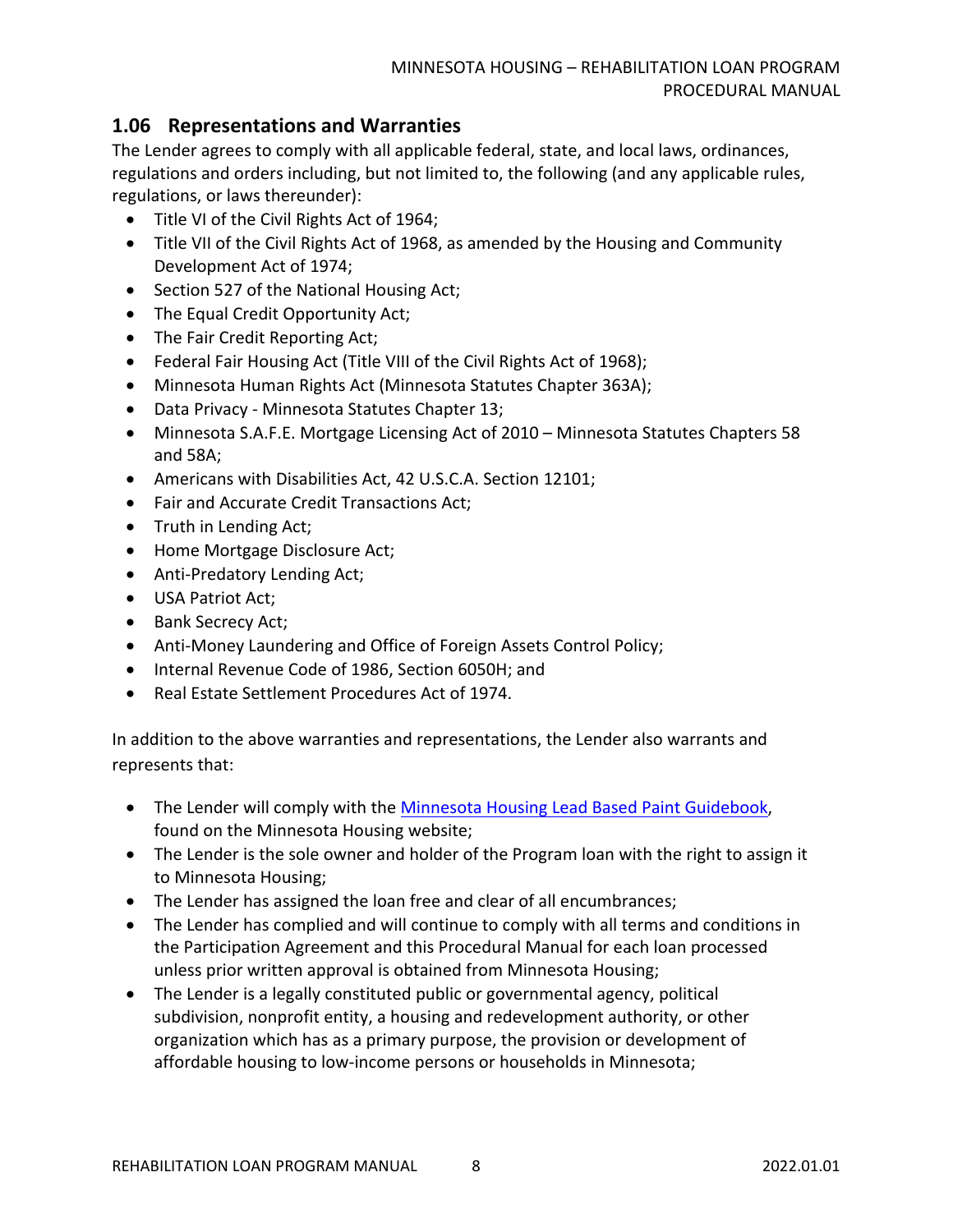## 1.06 Representations and Warranties

The Lender agrees to comply with all applicable federal, state, and local laws, ordinances, regulations and orders including, but not limited to, the following (and any applicable rules, regulations, or laws thereunder):

- Title VI of the Civil Rights Act of 1964;
- Title VII of the Civil Rights Act of 1968, as amended by the Housing and Community Development Act of 1974;
- Section 527 of the National Housing Act;
- The Equal Credit Opportunity Act;
- The Fair Credit Reporting Act;
- Federal Fair Housing Act (Title VIII of the Civil Rights Act of 1968);
- Minnesota Human Rights Act (Minnesota Statutes Chapter 363A);
- Data Privacy - Minnesota Statutes Chapter 13;
- Minnesota S.A.F.E. Mortgage Licensing Act of 2010 – Minnesota Statutes Chapters 58 and 58A;
- Americans with Disabilities Act, 42 U.S.C.A. Section 12101;
- Fair and Accurate Credit Transactions Act;
- Truth in Lending Act;
- Home Mortgage Disclosure Act;
- Anti-Predatory Lending Act;
- USA Patriot Act;
- Bank Secrecy Act;
- Anti-Money Laundering and Office of Foreign Assets Control Policy;
- Internal Revenue Code of 1986, Section 6050H; and
- Real Estate Settlement Procedures Act of 1974.

In addition to the above warranties and representations, the Lender also warrants and represents that:

- The Lender will comply with the Minnesota Housing Lead Based Paint Guidebook, found on the Minnesota Housing website;
- The Lender is the sole owner and holder of the Program loan with the right to assign it to Minnesota Housing;
- The Lender has assigned the loan free and clear of all encumbrances;
- The Lender has complied and will continue to comply with all terms and conditions in the Participation Agreement and this Procedural Manual for each loan processed unless prior written approval is obtained from Minnesota Housing;
- The Lender is a legally constituted public or governmental agency, political subdivision, nonprofit entity, a housing and redevelopment authority, or other organization which has as a primary purpose, the provision or development of affordable housing to low-income persons or households in Minnesota;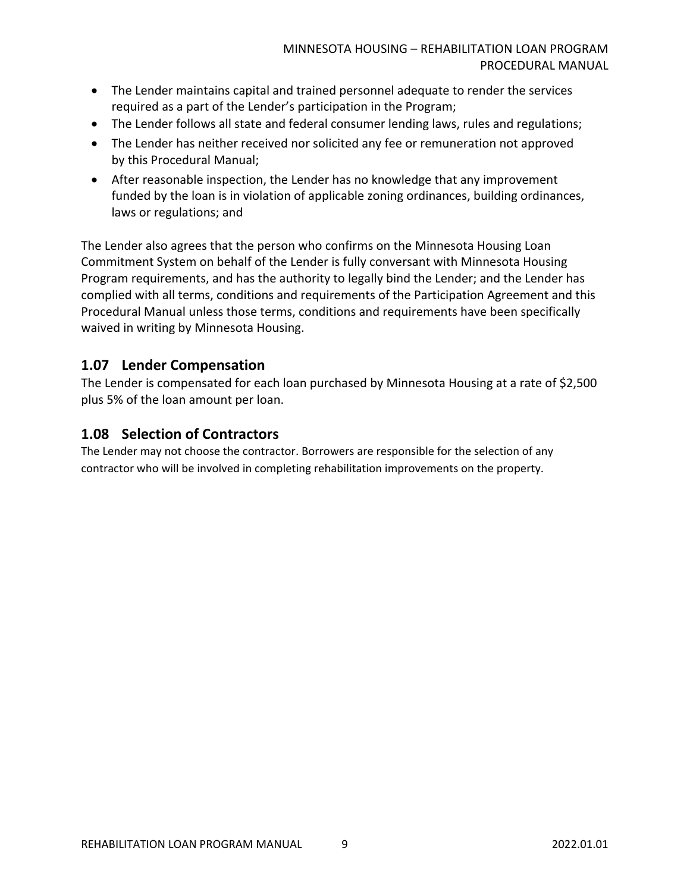- The Lender maintains capital and trained personnel adequate to render the services required as a part of the Lender's participation in the Program;
- The Lender follows all state and federal consumer lending laws, rules and regulations;
- The Lender has neither received nor solicited any fee or remuneration not approved by this Procedural Manual;
- After reasonable inspection, the Lender has no knowledge that any improvement funded by the loan is in violation of applicable zoning ordinances, building ordinances, laws or regulations; and

The Lender also agrees that the person who confirms on the Minnesota Housing Loan Commitment System on behalf of the Lender is fully conversant with Minnesota Housing Program requirements, and has the authority to legally bind the Lender; and the Lender has complied with all terms, conditions and requirements of the Participation Agreement and this Procedural Manual unless those terms, conditions and requirements have been specifically waived in writing by Minnesota Housing.

## 1.07 Lender Compensation

The Lender is compensated for each loan purchased by Minnesota Housing at a rate of $2,500 plus 5% of the loan amount per loan.

## 1.08 Selection of Contractors

The Lender may not choose the contractor. Borrowers are responsible for the selection of any contractor who will be involved in completing rehabilitation improvements on the property.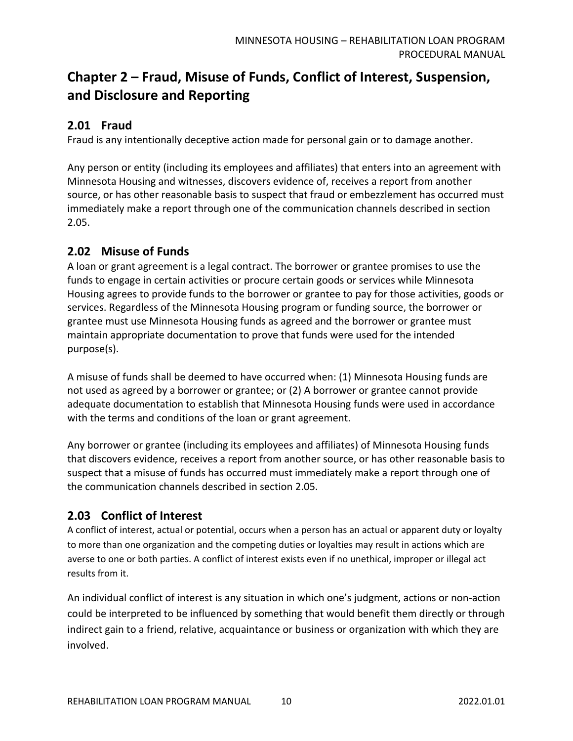# Chapter 2 – Fraud, Misuse of Funds, Conflict of Interest, Suspension, and Disclosure and Reporting

## 2.01 Fraud

Fraud is any intentionally deceptive action made for personal gain or to damage another.

Any person or entity (including its employees and affiliates) that enters into an agreement with Minnesota Housing and witnesses, discovers evidence of, receives a report from another source, or has other reasonable basis to suspect that fraud or embezzlement has occurred must immediately make a report through one of the communication channels described in section 2.05.

## 2.02 Misuse of Funds

A loan or grant agreement is a legal contract. The borrower or grantee promises to use the funds to engage in certain activities or procure certain goods or services while Minnesota Housing agrees to provide funds to the borrower or grantee to pay for those activities, goods or services. Regardless of the Minnesota Housing program or funding source, the borrower or grantee must use Minnesota Housing funds as agreed and the borrower or grantee must maintain appropriate documentation to prove that funds were used for the intended purpose(s).

A misuse of funds shall be deemed to have occurred when: (1) Minnesota Housing funds are not used as agreed by a borrower or grantee; or (2) A borrower or grantee cannot provide adequate documentation to establish that Minnesota Housing funds were used in accordance with the terms and conditions of the loan or grant agreement.

Any borrower or grantee (including its employees and affiliates) of Minnesota Housing funds that discovers evidence, receives a report from another source, or has other reasonable basis to suspect that a misuse of funds has occurred must immediately make a report through one of the communication channels described in section 2.05.

## 2.03 Conflict of Interest

A conflict of interest, actual or potential, occurs when a person has an actual or apparent duty or loyalty to more than one organization and the competing duties or loyalties may result in actions which are averse to one or both parties. A conflict of interest exists even if no unethical, improper or illegal act results from it.

An individual conflict of interest is any situation in which one's judgment, actions or non-action could be interpreted to be influenced by something that would benefit them directly or through indirect gain to a friend, relative, acquaintance or business or organization with which they are involved.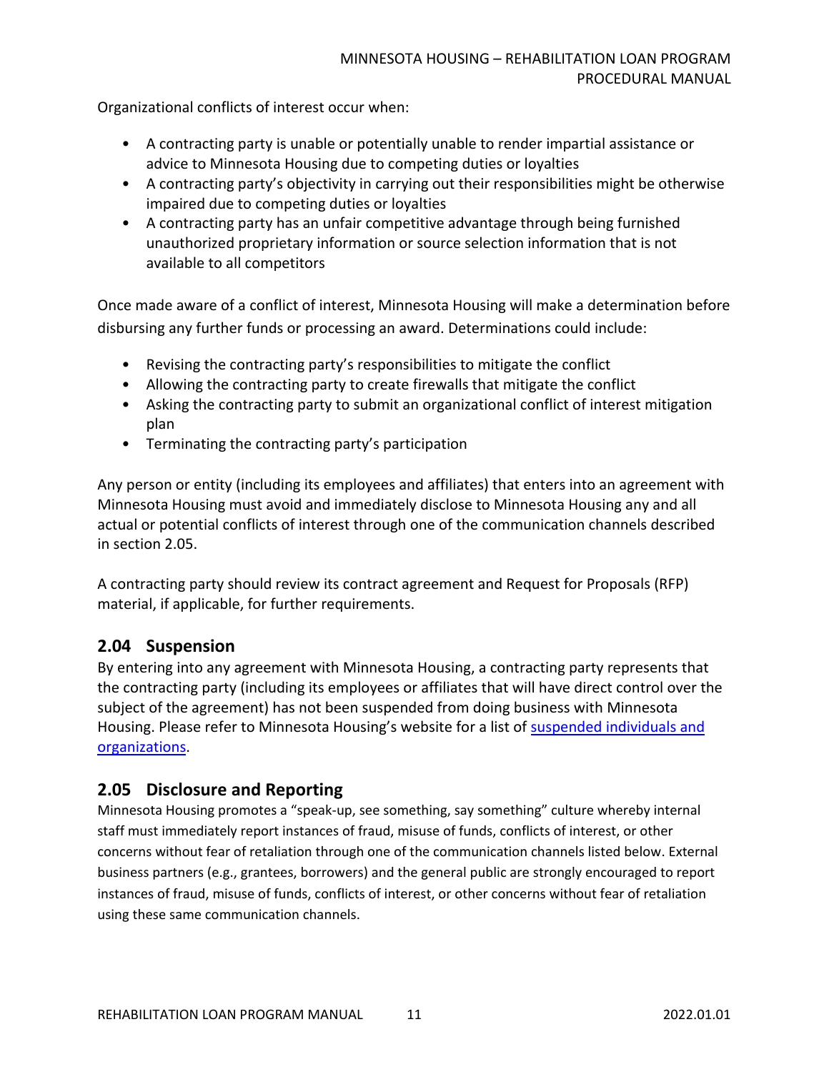Organizational conflicts of interest occur when:

- A contracting party is unable or potentially unable to render impartial assistance or advice to Minnesota Housing due to competing duties or loyalties
- A contracting party's objectivity in carrying out their responsibilities might be otherwise impaired due to competing duties or loyalties
- A contracting party has an unfair competitive advantage through being furnished unauthorized proprietary information or source selection information that is not available to all competitors

Once made aware of a conflict of interest, Minnesota Housing will make a determination before disbursing any further funds or processing an award. Determinations could include:

- Revising the contracting party's responsibilities to mitigate the conflict
- Allowing the contracting party to create firewalls that mitigate the conflict
- Asking the contracting party to submit an organizational conflict of interest mitigation plan
- Terminating the contracting party's participation

Any person or entity (including its employees and affiliates) that enters into an agreement with Minnesota Housing must avoid and immediately disclose to Minnesota Housing any and all actual or potential conflicts of interest through one of the communication channels described in section 2.05.

A contracting party should review its contract agreement and Request for Proposals (RFP) material, if applicable, for further requirements.

## 2.04 Suspension

By entering into any agreement with Minnesota Housing, a contracting party represents that the contracting party (including its employees or affiliates that will have direct control over the subject of the agreement) has not been suspended from doing business with Minnesota Housing. Please refer to Minnesota Housing's website for a list of suspended individuals and organizations.

## 2.05 Disclosure and Reporting

Minnesota Housing promotes a "speak-up, see something, say something" culture whereby internal staff must immediately report instances of fraud, misuse of funds, conflicts of interest, or other concerns without fear of retaliation through one of the communication channels listed below. External business partners (e.g., grantees, borrowers) and the general public are strongly encouraged to report instances of fraud, misuse of funds, conflicts of interest, or other concerns without fear of retaliation using these same communication channels.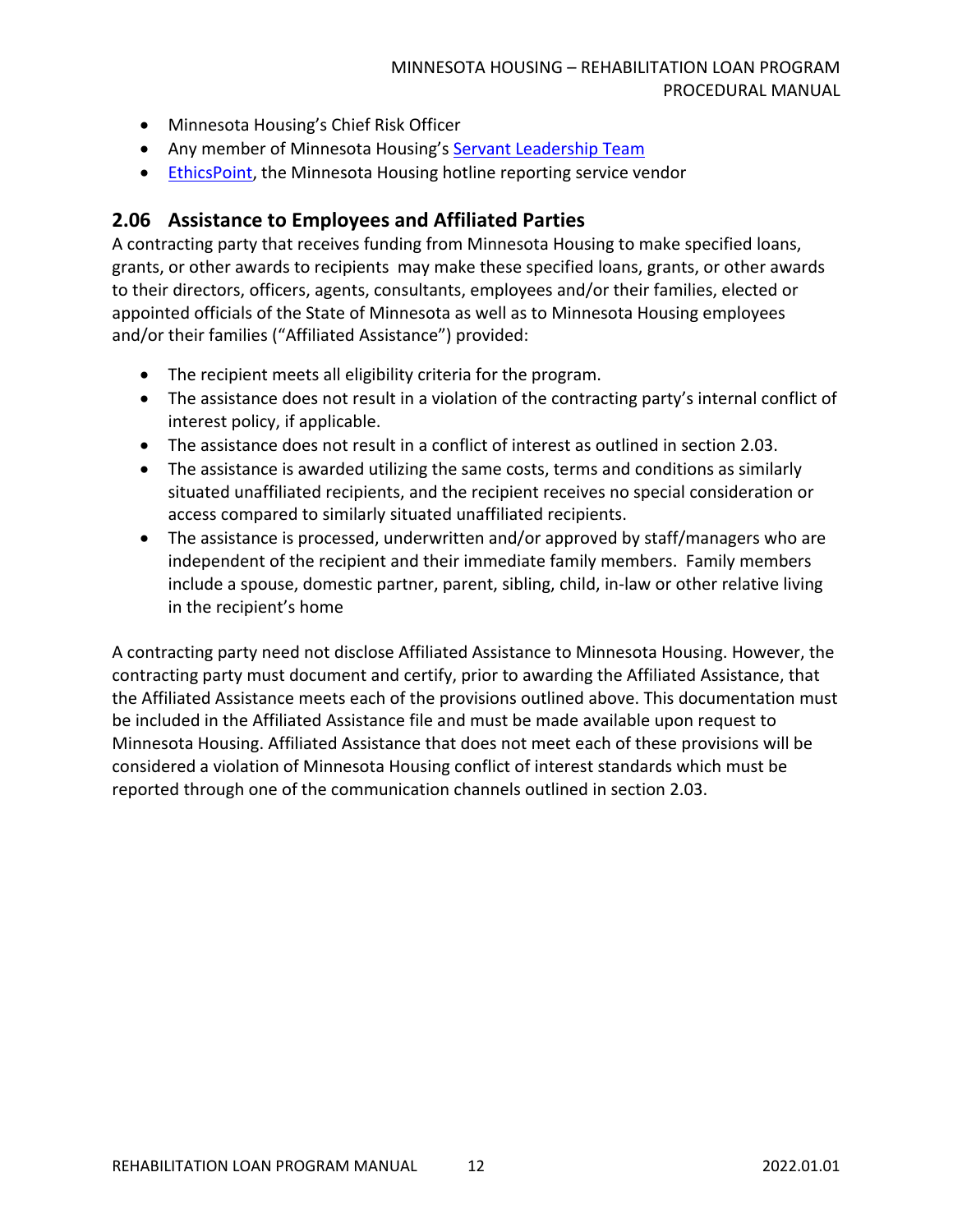- Minnesota Housing's Chief Risk Officer
- Any member of Minnesota Housing's Servant Leadership Team
- EthicsPoint, the Minnesota Housing hotline reporting service vendor

## 2.06 Assistance to Employees and Affiliated Parties

A contracting party that receives funding from Minnesota Housing to make specified loans, grants, or other awards to recipients may make these specified loans, grants, or other awards to their directors, officers, agents, consultants, employees and/or their families, elected or appointed officials of the State of Minnesota as well as to Minnesota Housing employees and/or their families ("Affiliated Assistance") provided:

- The recipient meets all eligibility criteria for the program.
- The assistance does not result in a violation of the contracting party's internal conflict of interest policy, if applicable.
- The assistance does not result in a conflict of interest as outlined in section 2.03.
- The assistance is awarded utilizing the same costs, terms and conditions as similarly situated unaffiliated recipients, and the recipient receives no special consideration or access compared to similarly situated unaffiliated recipients.
- The assistance is processed, underwritten and/or approved by staff/managers who are independent of the recipient and their immediate family members. Family members include a spouse, domestic partner, parent, sibling, child, in-law or other relative living in the recipient's home

A contracting party need not disclose Affiliated Assistance to Minnesota Housing. However, the contracting party must document and certify, prior to awarding the Affiliated Assistance, that the Affiliated Assistance meets each of the provisions outlined above. This documentation must be included in the Affiliated Assistance file and must be made available upon request to Minnesota Housing. Affiliated Assistance that does not meet each of these provisions will be considered a violation of Minnesota Housing conflict of interest standards which must be reported through one of the communication channels outlined in section 2.03.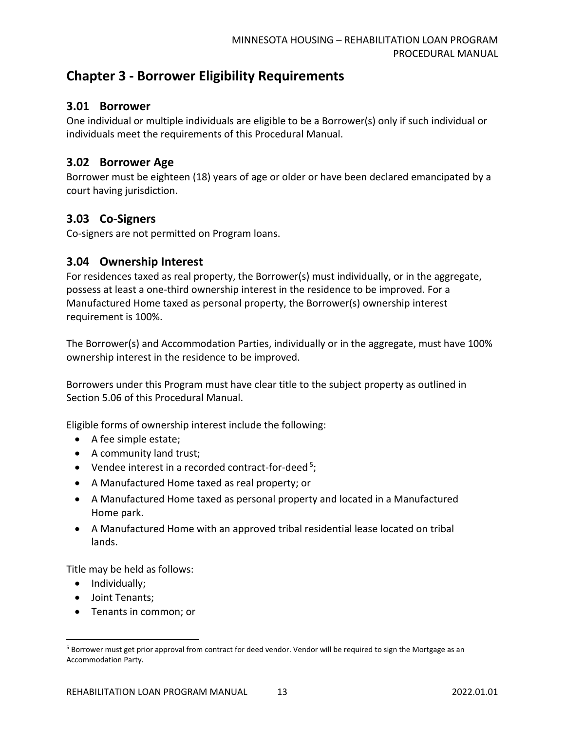# Chapter 3 - Borrower Eligibility Requirements

## 3.01 Borrower

One individual or multiple individuals are eligible to be a Borrower(s) only if such individual or individuals meet the requirements of this Procedural Manual.

## 3.02 Borrower Age

Borrower must be eighteen (18) years of age or older or have been declared emancipated by a court having jurisdiction.

## 3.03 Co-Signers

Co-signers are not permitted on Program loans.

## 3.04 Ownership Interest

For residences taxed as real property, the Borrower(s) must individually, or in the aggregate, possess at least a one-third ownership interest in the residence to be improved. For a Manufactured Home taxed as personal property, the Borrower(s) ownership interest requirement is 100%.

The Borrower(s) and Accommodation Parties, individually or in the aggregate, must have 100% ownership interest in the residence to be improved.

Borrowers under this Program must have clear title to the subject property as outlined in Section 5.06 of this Procedural Manual.

Eligible forms of ownership interest include the following:

- A fee simple estate;
- A community land trust;
- Vendee interest in a recorded contract-for-deed [5];
- A Manufactured Home taxed as real property; or
- A Manufactured Home taxed as personal property and located in a Manufactured Home park.
- A Manufactured Home with an approved tribal residential lease located on tribal lands.

Title may be held as follows:

- Individually;
- Joint Tenants;
- Tenants in common; or

[5] Borrower must get prior approval from contract for deed vendor. Vendor will be required to sign the Mortgage as an Accommodation Party.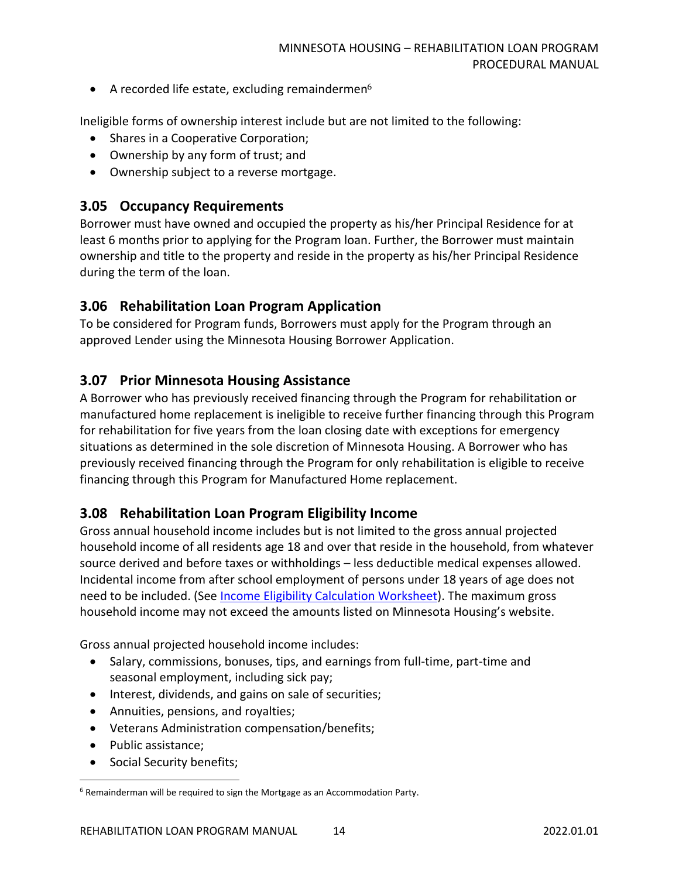- A recorded life estate, excluding remaindermen[6]

Ineligible forms of ownership interest include but are not limited to the following:

- Shares in a Cooperative Corporation;
- Ownership by any form of trust; and
- Ownership subject to a reverse mortgage.

## 3.05 Occupancy Requirements

Borrower must have owned and occupied the property as his/her Principal Residence for at least 6 months prior to applying for the Program loan. Further, the Borrower must maintain ownership and title to the property and reside in the property as his/her Principal Residence during the term of the loan.

## 3.06 Rehabilitation Loan Program Application

To be considered for Program funds, Borrowers must apply for the Program through an approved Lender using the Minnesota Housing Borrower Application.

## 3.07 Prior Minnesota Housing Assistance

A Borrower who has previously received financing through the Program for rehabilitation or manufactured home replacement is ineligible to receive further financing through this Program for rehabilitation for five years from the loan closing date with exceptions for emergency situations as determined in the sole discretion of Minnesota Housing. A Borrower who has previously received financing through the Program for only rehabilitation is eligible to receive financing through this Program for Manufactured Home replacement.

## 3.08 Rehabilitation Loan Program Eligibility Income

Gross annual household income includes but is not limited to the gross annual projected household income of all residents age 18 and over that reside in the household, from whatever source derived and before taxes or withholdings – less deductible medical expenses allowed. Incidental income from after school employment of persons under 18 years of age does not need to be included. (See Income Eligibility Calculation Worksheet). The maximum gross household income may not exceed the amounts listed on Minnesota Housing's website.

Gross annual projected household income includes:

- Salary, commissions, bonuses, tips, and earnings from full-time, part-time and seasonal employment, including sick pay;
- Interest, dividends, and gains on sale of securities;
- Annuities, pensions, and royalties;
- Veterans Administration compensation/benefits;
- Public assistance;
- Social Security benefits;

[6] Remainderman will be required to sign the Mortgage as an Accommodation Party.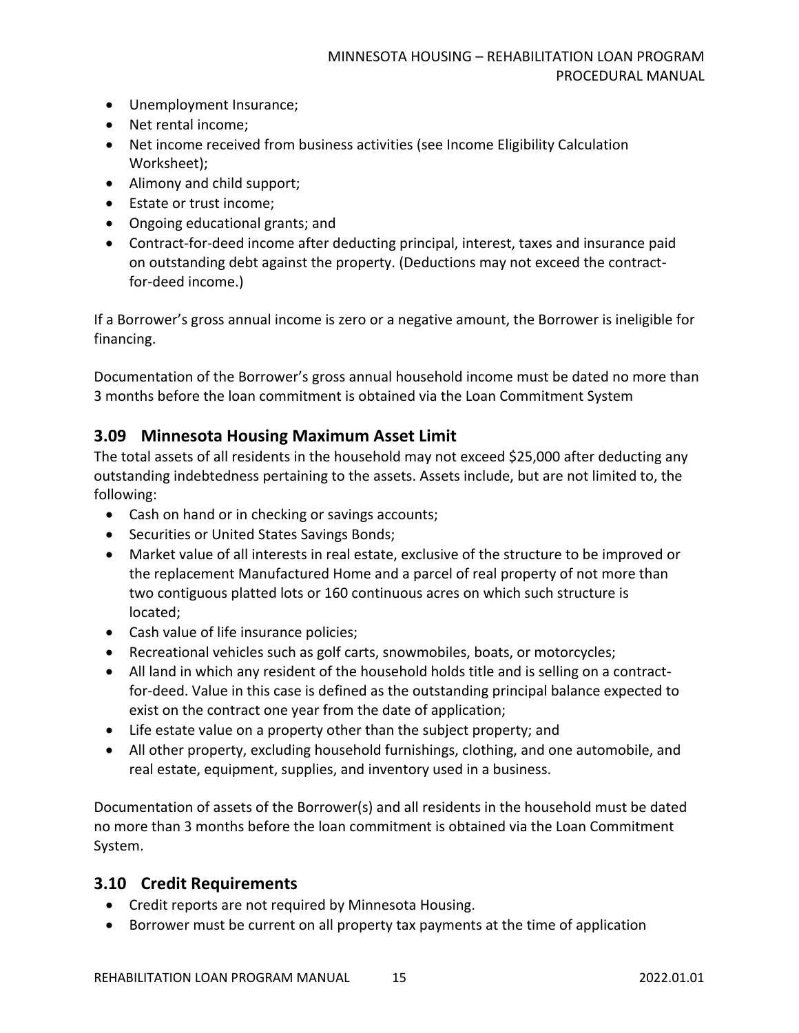- Unemployment Insurance;
- Net rental income;
- Net income received from business activities (see Income Eligibility Calculation Worksheet);
- Alimony and child support;
- Estate or trust income;
- Ongoing educational grants; and
- Contract-for-deed income after deducting principal, interest, taxes and insurance paid on outstanding debt against the property. (Deductions may not exceed the contract-for-deed income.)

If a Borrower's gross annual income is zero or a negative amount, the Borrower is ineligible for financing.

Documentation of the Borrower's gross annual household income must be dated no more than 3 months before the loan commitment is obtained via the Loan Commitment System

## 3.09 Minnesota Housing Maximum Asset Limit

The total assets of all residents in the household may not exceed $25,000 after deducting any outstanding indebtedness pertaining to the assets. Assets include, but are not limited to, the following:

- Cash on hand or in checking or savings accounts;
- Securities or United States Savings Bonds;
- Market value of all interests in real estate, exclusive of the structure to be improved or the replacement Manufactured Home and a parcel of real property of not more than two contiguous platted lots or 160 continuous acres on which such structure is located;
- Cash value of life insurance policies;
- Recreational vehicles such as golf carts, snowmobiles, boats, or motorcycles;
- All land in which any resident of the household holds title and is selling on a contract-for-deed. Value in this case is defined as the outstanding principal balance expected to exist on the contract one year from the date of application;
- Life estate value on a property other than the subject property; and
- All other property, excluding household furnishings, clothing, and one automobile, and real estate, equipment, supplies, and inventory used in a business.

Documentation of assets of the Borrower(s) and all residents in the household must be dated no more than 3 months before the loan commitment is obtained via the Loan Commitment System.

## 3.10 Credit Requirements

- Credit reports are not required by Minnesota Housing.
- Borrower must be current on all property tax payments at the time of application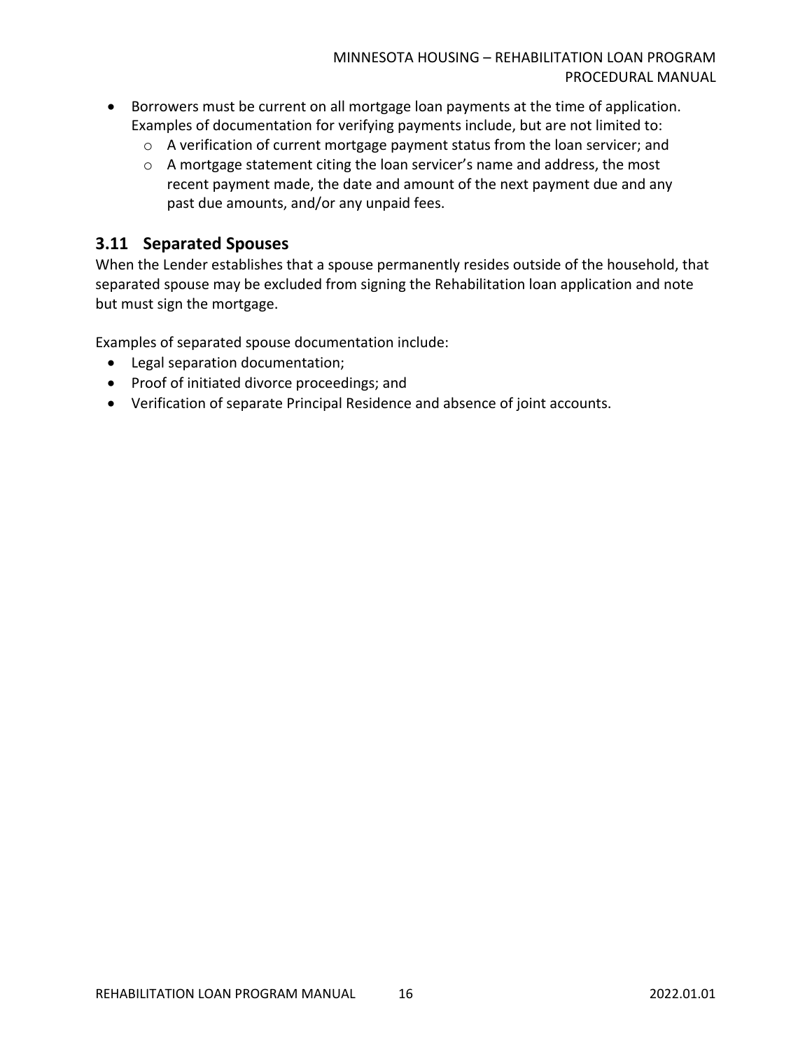- Borrowers must be current on all mortgage loan payments at the time of application. Examples of documentation for verifying payments include, but are not limited to:
  - A verification of current mortgage payment status from the loan servicer; and
  - A mortgage statement citing the loan servicer's name and address, the most recent payment made, the date and amount of the next payment due and any past due amounts, and/or any unpaid fees.

## 3.11 Separated Spouses

When the Lender establishes that a spouse permanently resides outside of the household, that separated spouse may be excluded from signing the Rehabilitation loan application and note but must sign the mortgage.

Examples of separated spouse documentation include:

- Legal separation documentation;
- Proof of initiated divorce proceedings; and
- Verification of separate Principal Residence and absence of joint accounts.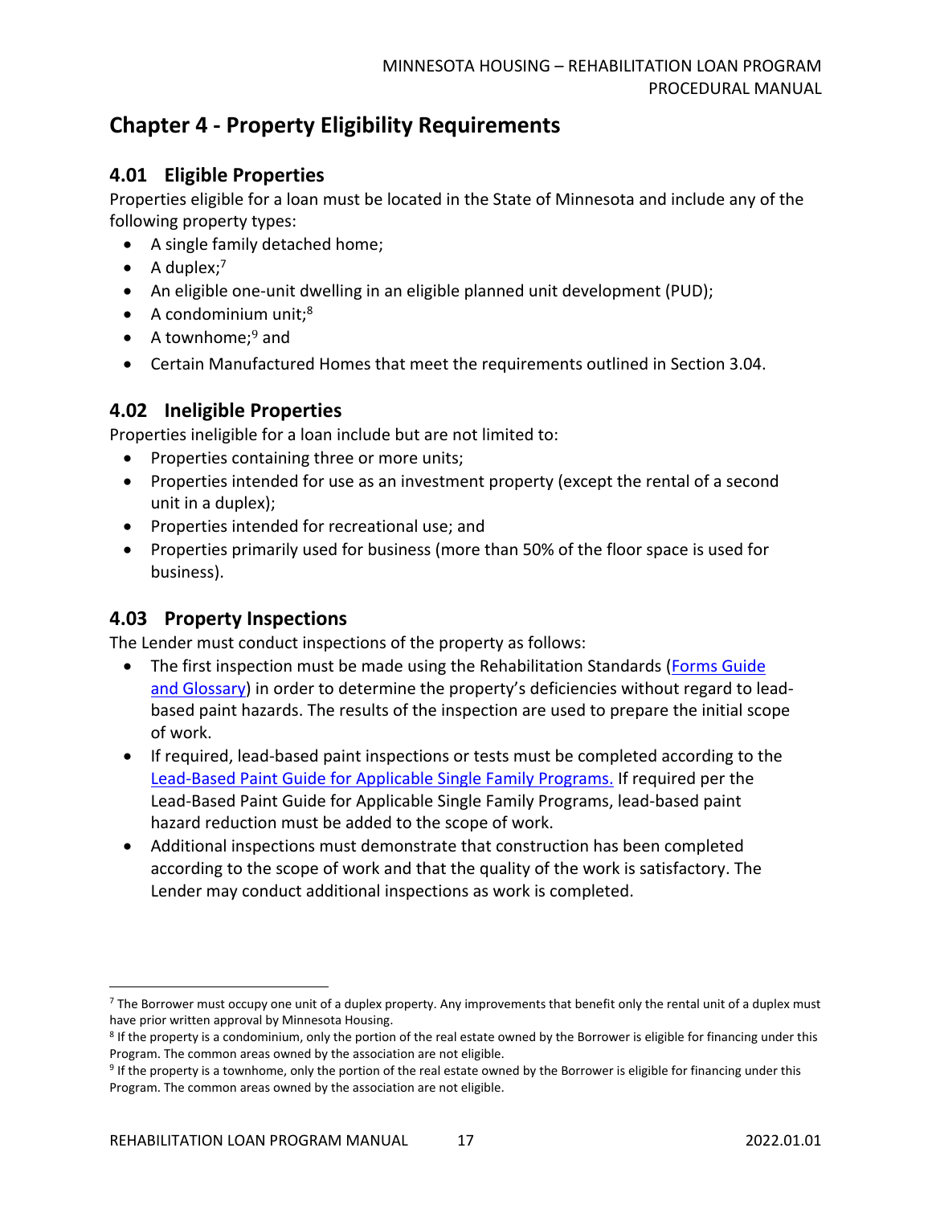# Chapter 4 - Property Eligibility Requirements

## 4.01 Eligible Properties

Properties eligible for a loan must be located in the State of Minnesota and include any of the following property types:

- A single family detached home;
- A duplex;[7]
- An eligible one-unit dwelling in an eligible planned unit development (PUD);
- A condominium unit;[8]
- A townhome;[9] and
- Certain Manufactured Homes that meet the requirements outlined in Section 3.04.

## 4.02 Ineligible Properties

Properties ineligible for a loan include but are not limited to:

- Properties containing three or more units;
- Properties intended for use as an investment property (except the rental of a second unit in a duplex);
- Properties intended for recreational use; and
- Properties primarily used for business (more than 50% of the floor space is used for business).

## 4.03 Property Inspections

The Lender must conduct inspections of the property as follows:

- The first inspection must be made using the Rehabilitation Standards (Forms Guide and Glossary) in order to determine the property's deficiencies without regard to lead-based paint hazards. The results of the inspection are used to prepare the initial scope of work.
- If required, lead-based paint inspections or tests must be completed according to the Lead-Based Paint Guide for Applicable Single Family Programs. If required per the Lead-Based Paint Guide for Applicable Single Family Programs, lead-based paint hazard reduction must be added to the scope of work.
- Additional inspections must demonstrate that construction has been completed according to the scope of work and that the quality of the work is satisfactory. The Lender may conduct additional inspections as work is completed.

---

[7] The Borrower must occupy one unit of a duplex property. Any improvements that benefit only the rental unit of a duplex must have prior written approval by Minnesota Housing.

[8] If the property is a condominium, only the portion of the real estate owned by the Borrower is eligible for financing under this Program. The common areas owned by the association are not eligible.

[9] If the property is a townhome, only the portion of the real estate owned by the Borrower is eligible for financing under this Program. The common areas owned by the association are not eligible.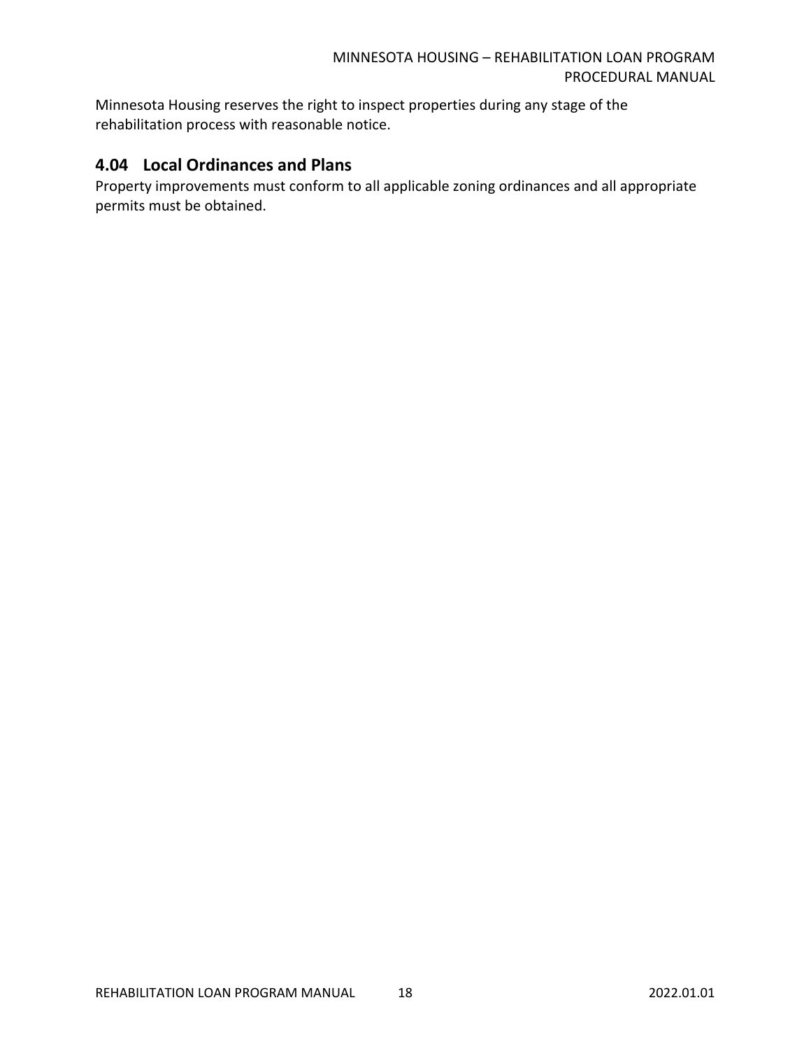Minnesota Housing reserves the right to inspect properties during any stage of the rehabilitation process with reasonable notice.

## 4.04 Local Ordinances and Plans

Property improvements must conform to all applicable zoning ordinances and all appropriate permits must be obtained.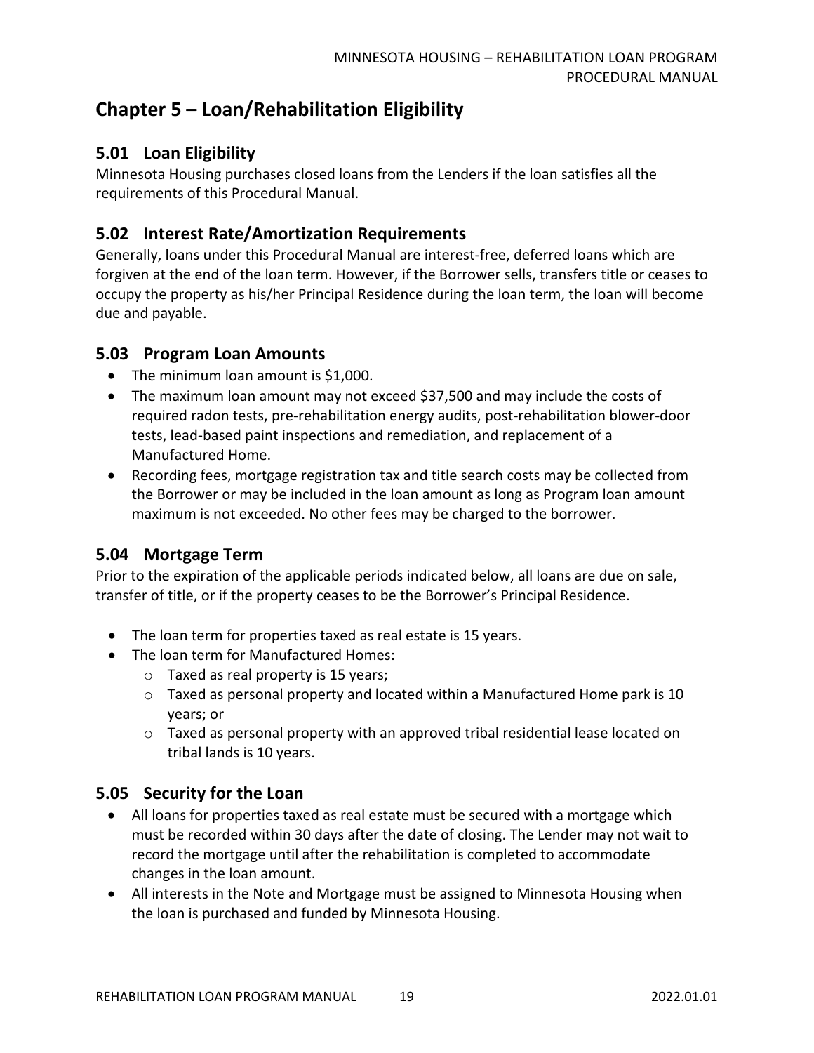# Chapter 5 – Loan/Rehabilitation Eligibility

## 5.01 Loan Eligibility

Minnesota Housing purchases closed loans from the Lenders if the loan satisfies all the requirements of this Procedural Manual.

## 5.02 Interest Rate/Amortization Requirements

Generally, loans under this Procedural Manual are interest-free, deferred loans which are forgiven at the end of the loan term. However, if the Borrower sells, transfers title or ceases to occupy the property as his/her Principal Residence during the loan term, the loan will become due and payable.

## 5.03 Program Loan Amounts

- The minimum loan amount is $1,000.
- The maximum loan amount may not exceed $37,500 and may include the costs of required radon tests, pre-rehabilitation energy audits, post-rehabilitation blower-door tests, lead-based paint inspections and remediation, and replacement of a Manufactured Home.
- Recording fees, mortgage registration tax and title search costs may be collected from the Borrower or may be included in the loan amount as long as Program loan amount maximum is not exceeded. No other fees may be charged to the borrower.

## 5.04 Mortgage Term

Prior to the expiration of the applicable periods indicated below, all loans are due on sale, transfer of title, or if the property ceases to be the Borrower's Principal Residence.

- The loan term for properties taxed as real estate is 15 years.
- The loan term for Manufactured Homes:
  - Taxed as real property is 15 years;
  - Taxed as personal property and located within a Manufactured Home park is 10 years; or
  - Taxed as personal property with an approved tribal residential lease located on tribal lands is 10 years.

## 5.05 Security for the Loan

- All loans for properties taxed as real estate must be secured with a mortgage which must be recorded within 30 days after the date of closing. The Lender may not wait to record the mortgage until after the rehabilitation is completed to accommodate changes in the loan amount.
- All interests in the Note and Mortgage must be assigned to Minnesota Housing when the loan is purchased and funded by Minnesota Housing.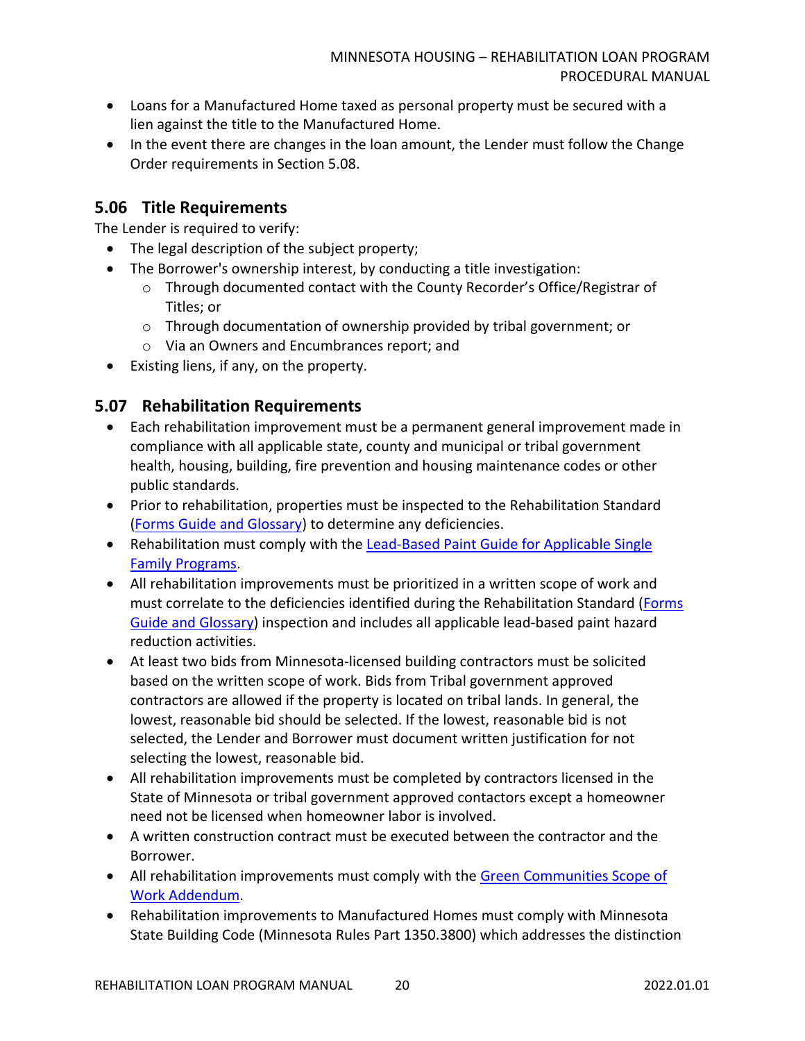- Loans for a Manufactured Home taxed as personal property must be secured with a lien against the title to the Manufactured Home.
- In the event there are changes in the loan amount, the Lender must follow the Change Order requirements in Section 5.08.

## 5.06 Title Requirements

The Lender is required to verify:

- The legal description of the subject property;
- The Borrower's ownership interest, by conducting a title investigation:
  - Through documented contact with the County Recorder's Office/Registrar of Titles; or
  - Through documentation of ownership provided by tribal government; or
  - Via an Owners and Encumbrances report; and
- Existing liens, if any, on the property.

## 5.07 Rehabilitation Requirements

- Each rehabilitation improvement must be a permanent general improvement made in compliance with all applicable state, county and municipal or tribal government health, housing, building, fire prevention and housing maintenance codes or other public standards.
- Prior to rehabilitation, properties must be inspected to the Rehabilitation Standard (Forms Guide and Glossary) to determine any deficiencies.
- Rehabilitation must comply with the Lead-Based Paint Guide for Applicable Single Family Programs.
- All rehabilitation improvements must be prioritized in a written scope of work and must correlate to the deficiencies identified during the Rehabilitation Standard (Forms Guide and Glossary) inspection and includes all applicable lead-based paint hazard reduction activities.
- At least two bids from Minnesota-licensed building contractors must be solicited based on the written scope of work. Bids from Tribal government approved contractors are allowed if the property is located on tribal lands. In general, the lowest, reasonable bid should be selected. If the lowest, reasonable bid is not selected, the Lender and Borrower must document written justification for not selecting the lowest, reasonable bid.
- All rehabilitation improvements must be completed by contractors licensed in the State of Minnesota or tribal government approved contactors except a homeowner need not be licensed when homeowner labor is involved.
- A written construction contract must be executed between the contractor and the Borrower.
- All rehabilitation improvements must comply with the Green Communities Scope of Work Addendum.
- Rehabilitation improvements to Manufactured Homes must comply with Minnesota State Building Code (Minnesota Rules Part 1350.3800) which addresses the distinction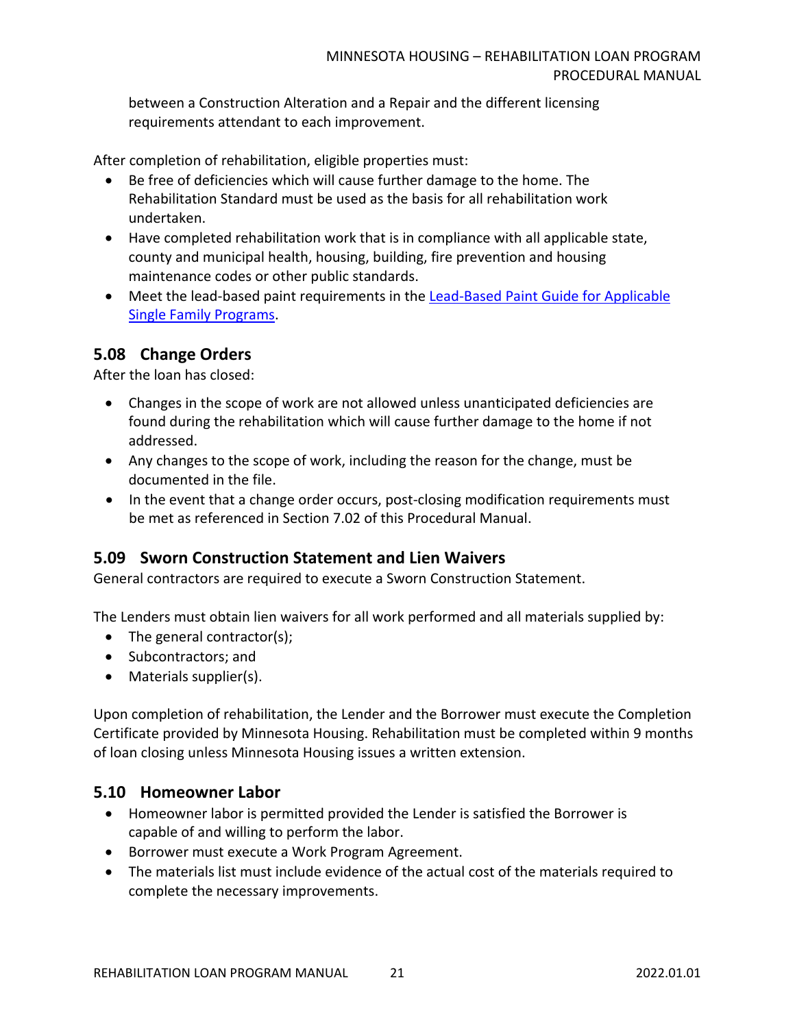between a Construction Alteration and a Repair and the different licensing requirements attendant to each improvement.

After completion of rehabilitation, eligible properties must:

- Be free of deficiencies which will cause further damage to the home. The Rehabilitation Standard must be used as the basis for all rehabilitation work undertaken.
- Have completed rehabilitation work that is in compliance with all applicable state, county and municipal health, housing, building, fire prevention and housing maintenance codes or other public standards.
- Meet the lead-based paint requirements in the Lead-Based Paint Guide for Applicable Single Family Programs.

## 5.08 Change Orders

After the loan has closed:

- Changes in the scope of work are not allowed unless unanticipated deficiencies are found during the rehabilitation which will cause further damage to the home if not addressed.
- Any changes to the scope of work, including the reason for the change, must be documented in the file.
- In the event that a change order occurs, post-closing modification requirements must be met as referenced in Section 7.02 of this Procedural Manual.

## 5.09 Sworn Construction Statement and Lien Waivers

General contractors are required to execute a Sworn Construction Statement.

The Lenders must obtain lien waivers for all work performed and all materials supplied by:

- The general contractor(s);
- Subcontractors; and
- Materials supplier(s).

Upon completion of rehabilitation, the Lender and the Borrower must execute the Completion Certificate provided by Minnesota Housing. Rehabilitation must be completed within 9 months of loan closing unless Minnesota Housing issues a written extension.

## 5.10 Homeowner Labor

- Homeowner labor is permitted provided the Lender is satisfied the Borrower is capable of and willing to perform the labor.
- Borrower must execute a Work Program Agreement.
- The materials list must include evidence of the actual cost of the materials required to complete the necessary improvements.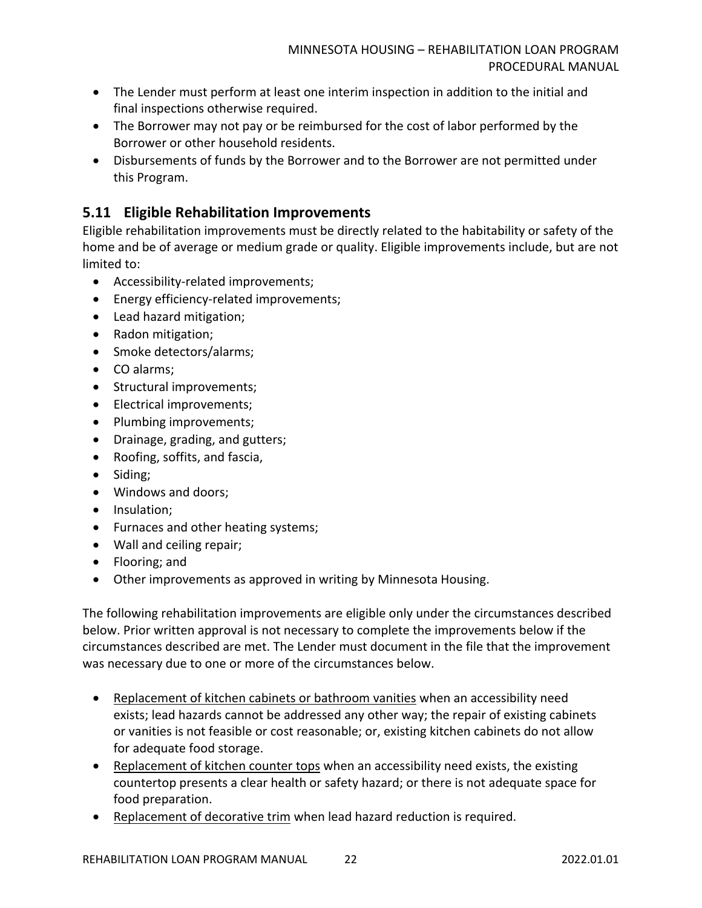- The Lender must perform at least one interim inspection in addition to the initial and final inspections otherwise required.
- The Borrower may not pay or be reimbursed for the cost of labor performed by the Borrower or other household residents.
- Disbursements of funds by the Borrower and to the Borrower are not permitted under this Program.

## 5.11 Eligible Rehabilitation Improvements

Eligible rehabilitation improvements must be directly related to the habitability or safety of the home and be of average or medium grade or quality. Eligible improvements include, but are not limited to:

- Accessibility-related improvements;
- Energy efficiency-related improvements;
- Lead hazard mitigation;
- Radon mitigation;
- Smoke detectors/alarms;
- CO alarms;
- Structural improvements;
- Electrical improvements;
- Plumbing improvements;
- Drainage, grading, and gutters;
- Roofing, soffits, and fascia,
- Siding;
- Windows and doors;
- Insulation;
- Furnaces and other heating systems;
- Wall and ceiling repair;
- Flooring; and
- Other improvements as approved in writing by Minnesota Housing.

The following rehabilitation improvements are eligible only under the circumstances described below. Prior written approval is not necessary to complete the improvements below if the circumstances described are met. The Lender must document in the file that the improvement was necessary due to one or more of the circumstances below.

- <u>Replacement of kitchen cabinets or bathroom vanities</u> when an accessibility need exists; lead hazards cannot be addressed any other way; the repair of existing cabinets or vanities is not feasible or cost reasonable; or, existing kitchen cabinets do not allow for adequate food storage.
- <u>Replacement of kitchen counter tops</u> when an accessibility need exists, the existing countertop presents a clear health or safety hazard; or there is not adequate space for food preparation.
- <u>Replacement of decorative trim</u> when lead hazard reduction is required.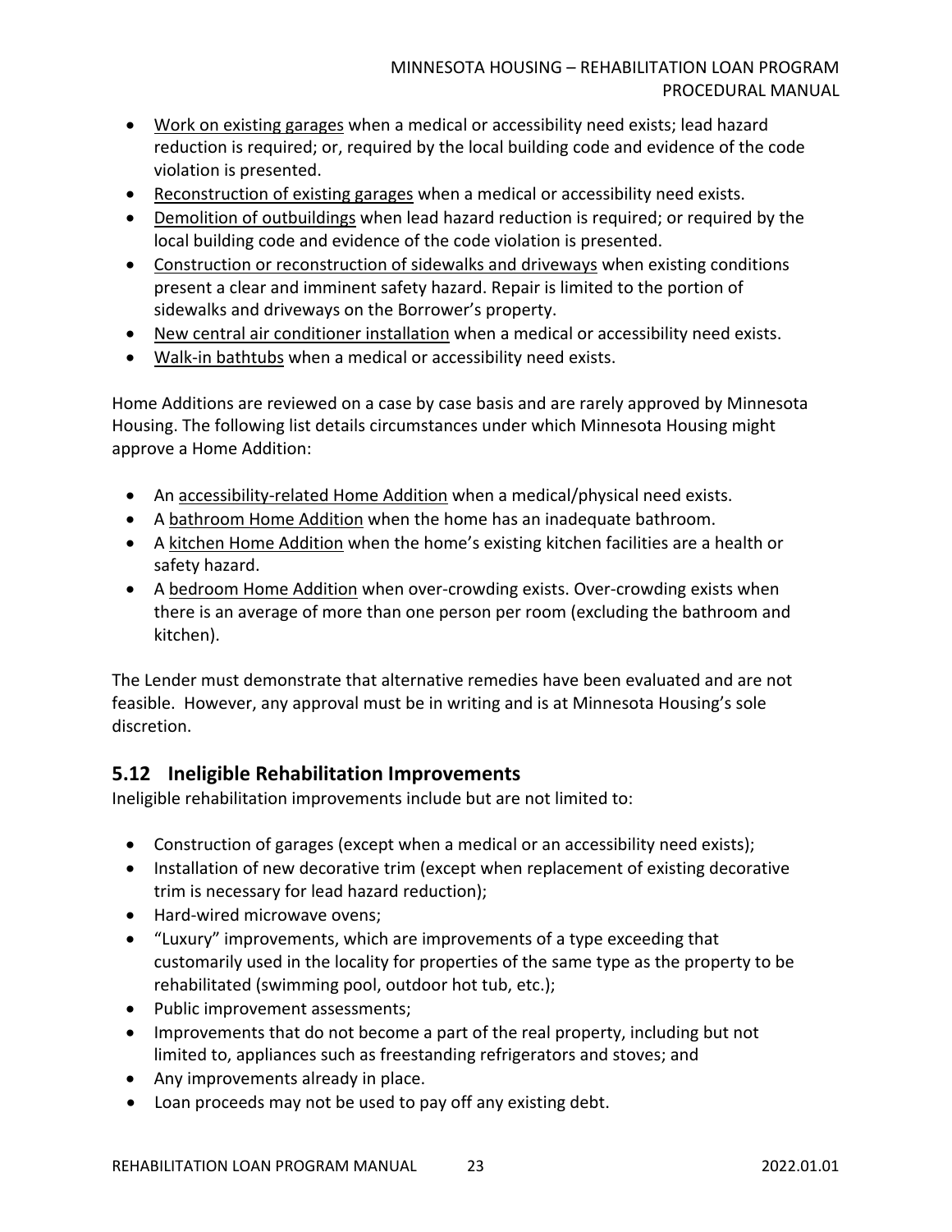- <u>Work on existing garages</u> when a medical or accessibility need exists; lead hazard reduction is required; or, required by the local building code and evidence of the code violation is presented.
- <u>Reconstruction of existing garages</u> when a medical or accessibility need exists.
- <u>Demolition of outbuildings</u> when lead hazard reduction is required; or required by the local building code and evidence of the code violation is presented.
- <u>Construction or reconstruction of sidewalks and driveways</u> when existing conditions present a clear and imminent safety hazard. Repair is limited to the portion of sidewalks and driveways on the Borrower's property.
- <u>New central air conditioner installation</u> when a medical or accessibility need exists.
- <u>Walk-in bathtubs</u> when a medical or accessibility need exists.

Home Additions are reviewed on a case by case basis and are rarely approved by Minnesota Housing. The following list details circumstances under which Minnesota Housing might approve a Home Addition:

- An <u>accessibility-related Home Addition</u> when a medical/physical need exists.
- A <u>bathroom Home Addition</u> when the home has an inadequate bathroom.
- A <u>kitchen Home Addition</u> when the home's existing kitchen facilities are a health or safety hazard.
- A <u>bedroom Home Addition</u> when over-crowding exists. Over-crowding exists when there is an average of more than one person per room (excluding the bathroom and kitchen).

The Lender must demonstrate that alternative remedies have been evaluated and are not feasible. However, any approval must be in writing and is at Minnesota Housing's sole discretion.

## 5.12 Ineligible Rehabilitation Improvements

Ineligible rehabilitation improvements include but are not limited to:

- Construction of garages (except when a medical or an accessibility need exists);
- Installation of new decorative trim (except when replacement of existing decorative trim is necessary for lead hazard reduction);
- Hard-wired microwave ovens;
- "Luxury" improvements, which are improvements of a type exceeding that customarily used in the locality for properties of the same type as the property to be rehabilitated (swimming pool, outdoor hot tub, etc.);
- Public improvement assessments;
- Improvements that do not become a part of the real property, including but not limited to, appliances such as freestanding refrigerators and stoves; and
- Any improvements already in place.
- Loan proceeds may not be used to pay off any existing debt.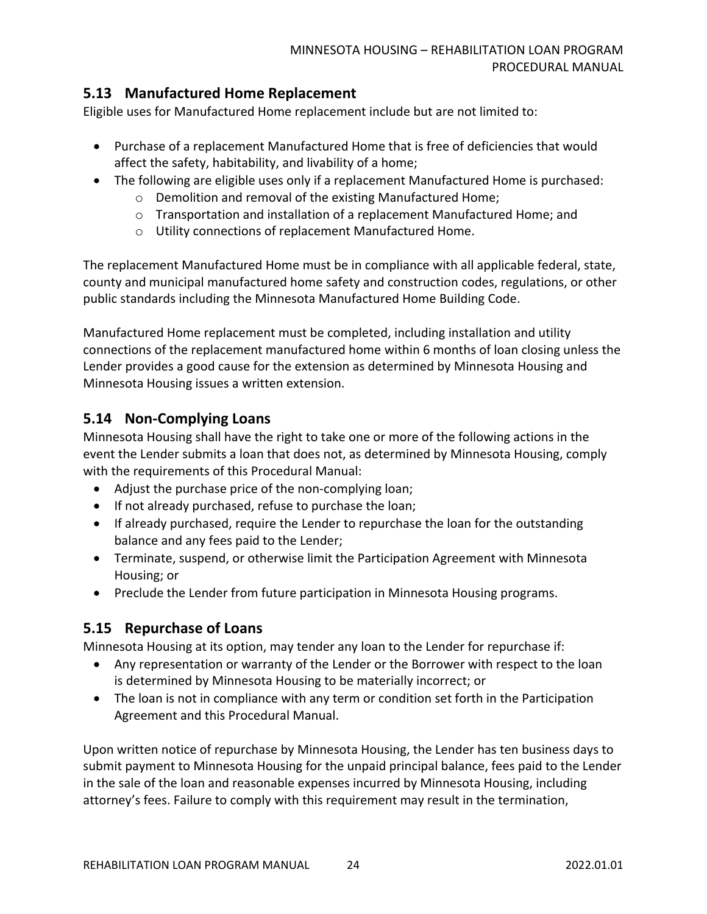## 5.13 Manufactured Home Replacement

Eligible uses for Manufactured Home replacement include but are not limited to:

- Purchase of a replacement Manufactured Home that is free of deficiencies that would affect the safety, habitability, and livability of a home;
- The following are eligible uses only if a replacement Manufactured Home is purchased:
  - Demolition and removal of the existing Manufactured Home;
  - Transportation and installation of a replacement Manufactured Home; and
  - Utility connections of replacement Manufactured Home.

The replacement Manufactured Home must be in compliance with all applicable federal, state, county and municipal manufactured home safety and construction codes, regulations, or other public standards including the Minnesota Manufactured Home Building Code.

Manufactured Home replacement must be completed, including installation and utility connections of the replacement manufactured home within 6 months of loan closing unless the Lender provides a good cause for the extension as determined by Minnesota Housing and Minnesota Housing issues a written extension.

## 5.14 Non-Complying Loans

Minnesota Housing shall have the right to take one or more of the following actions in the event the Lender submits a loan that does not, as determined by Minnesota Housing, comply with the requirements of this Procedural Manual:

- Adjust the purchase price of the non-complying loan;
- If not already purchased, refuse to purchase the loan;
- If already purchased, require the Lender to repurchase the loan for the outstanding balance and any fees paid to the Lender;
- Terminate, suspend, or otherwise limit the Participation Agreement with Minnesota Housing; or
- Preclude the Lender from future participation in Minnesota Housing programs.

## 5.15 Repurchase of Loans

Minnesota Housing at its option, may tender any loan to the Lender for repurchase if:

- Any representation or warranty of the Lender or the Borrower with respect to the loan is determined by Minnesota Housing to be materially incorrect; or
- The loan is not in compliance with any term or condition set forth in the Participation Agreement and this Procedural Manual.

Upon written notice of repurchase by Minnesota Housing, the Lender has ten business days to submit payment to Minnesota Housing for the unpaid principal balance, fees paid to the Lender in the sale of the loan and reasonable expenses incurred by Minnesota Housing, including attorney's fees. Failure to comply with this requirement may result in the termination,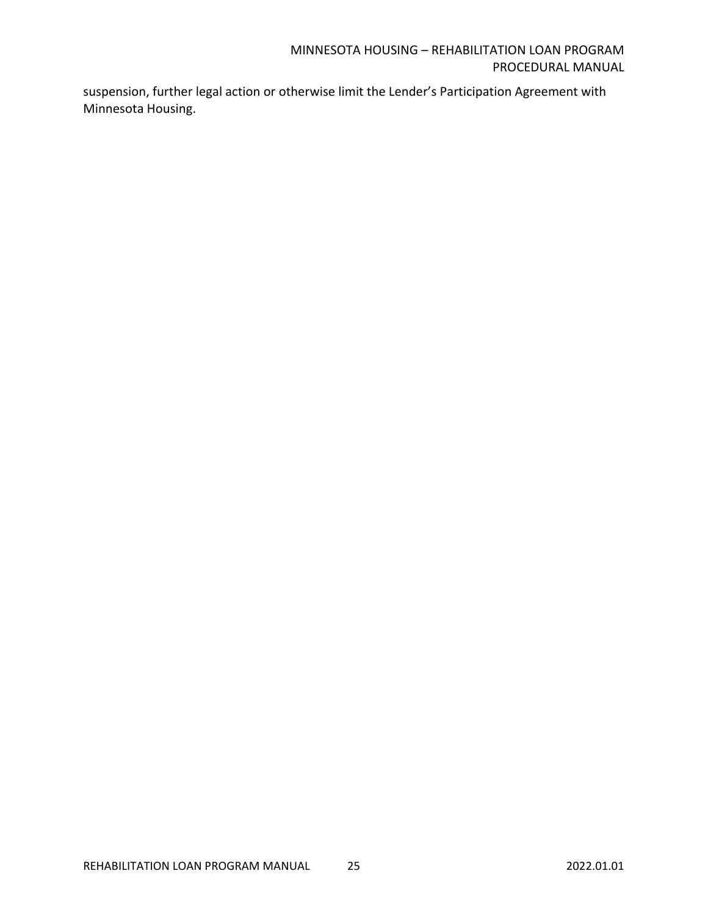suspension, further legal action or otherwise limit the Lender's Participation Agreement with Minnesota Housing.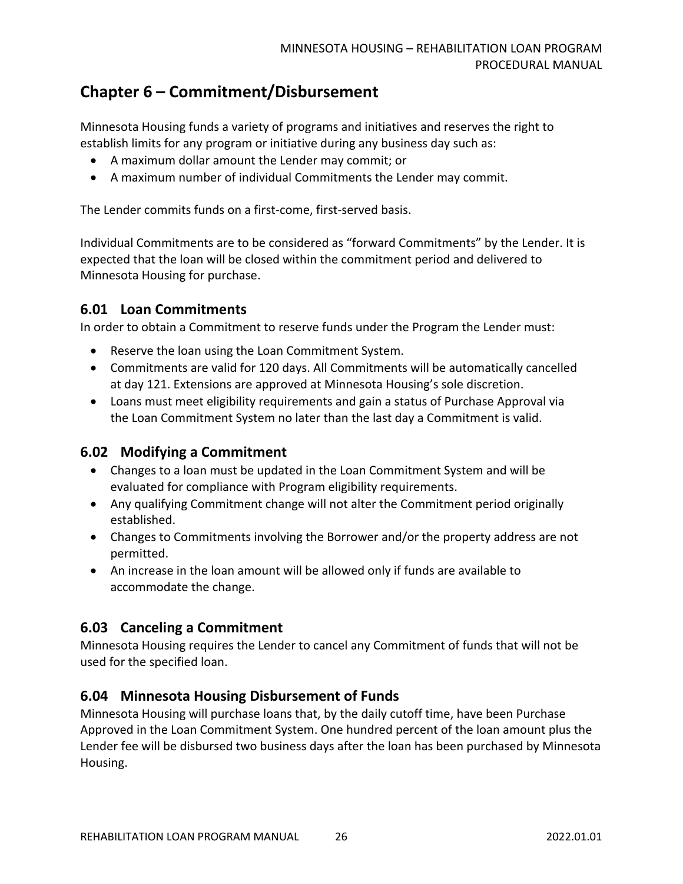# Chapter 6 – Commitment/Disbursement

Minnesota Housing funds a variety of programs and initiatives and reserves the right to establish limits for any program or initiative during any business day such as:

- A maximum dollar amount the Lender may commit; or
- A maximum number of individual Commitments the Lender may commit.

The Lender commits funds on a first-come, first-served basis.

Individual Commitments are to be considered as "forward Commitments" by the Lender. It is expected that the loan will be closed within the commitment period and delivered to Minnesota Housing for purchase.

## 6.01 Loan Commitments

In order to obtain a Commitment to reserve funds under the Program the Lender must:

- Reserve the loan using the Loan Commitment System.
- Commitments are valid for 120 days. All Commitments will be automatically cancelled at day 121. Extensions are approved at Minnesota Housing's sole discretion.
- Loans must meet eligibility requirements and gain a status of Purchase Approval via the Loan Commitment System no later than the last day a Commitment is valid.

## 6.02 Modifying a Commitment

- Changes to a loan must be updated in the Loan Commitment System and will be evaluated for compliance with Program eligibility requirements.
- Any qualifying Commitment change will not alter the Commitment period originally established.
- Changes to Commitments involving the Borrower and/or the property address are not permitted.
- An increase in the loan amount will be allowed only if funds are available to accommodate the change.

## 6.03 Canceling a Commitment

Minnesota Housing requires the Lender to cancel any Commitment of funds that will not be used for the specified loan.

## 6.04 Minnesota Housing Disbursement of Funds

Minnesota Housing will purchase loans that, by the daily cutoff time, have been Purchase Approved in the Loan Commitment System. One hundred percent of the loan amount plus the Lender fee will be disbursed two business days after the loan has been purchased by Minnesota Housing.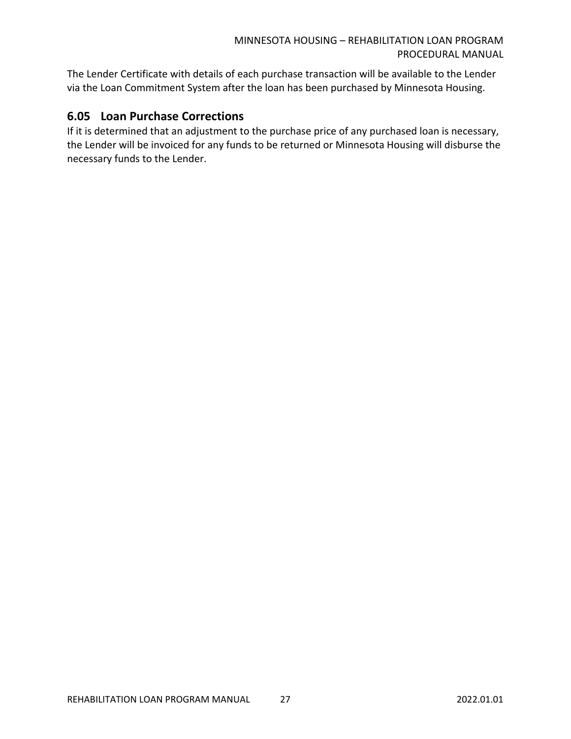The Lender Certificate with details of each purchase transaction will be available to the Lender via the Loan Commitment System after the loan has been purchased by Minnesota Housing.

## 6.05 Loan Purchase Corrections

If it is determined that an adjustment to the purchase price of any purchased loan is necessary, the Lender will be invoiced for any funds to be returned or Minnesota Housing will disburse the necessary funds to the Lender.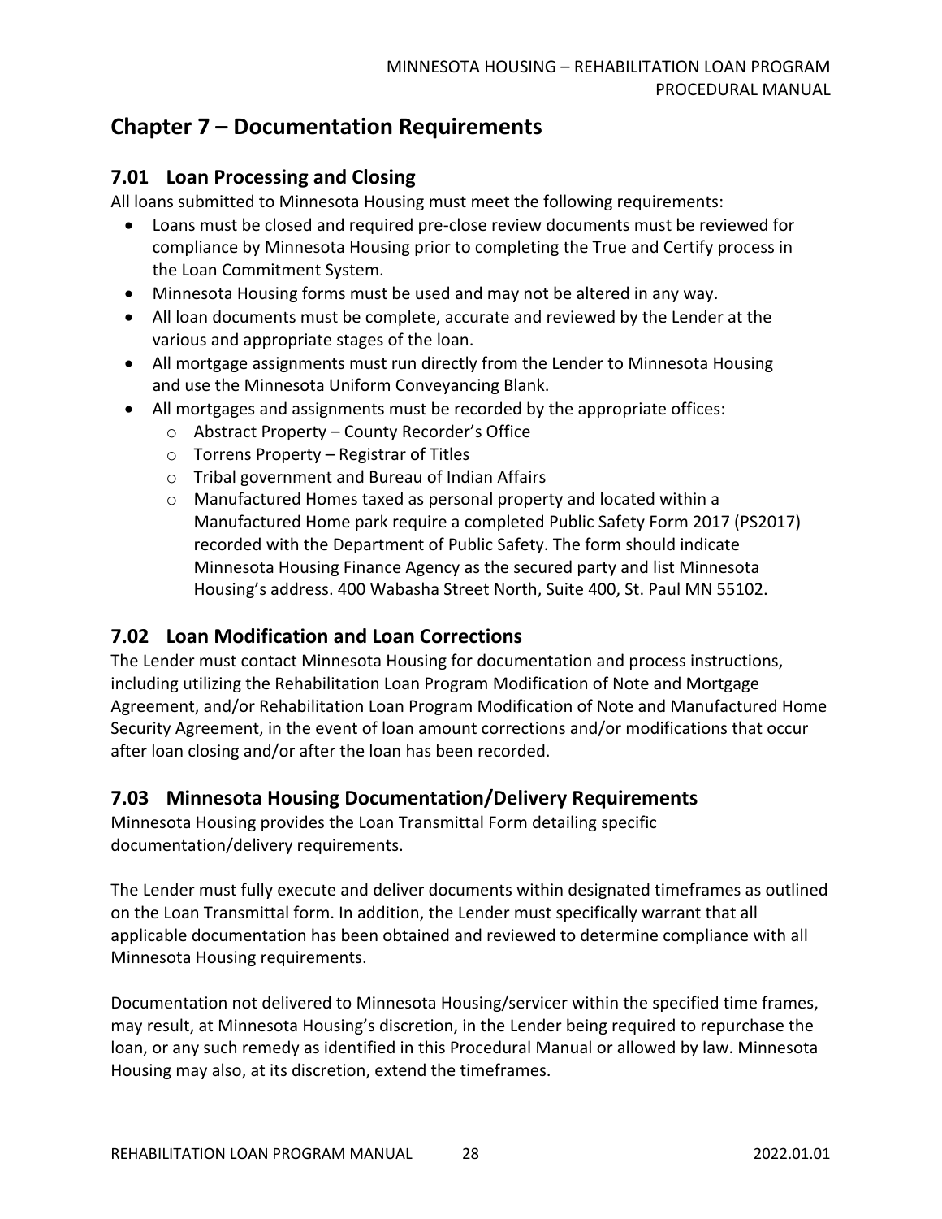## Chapter 7 – Documentation Requirements

### 7.01 Loan Processing and Closing

All loans submitted to Minnesota Housing must meet the following requirements:

- Loans must be closed and required pre-close review documents must be reviewed for compliance by Minnesota Housing prior to completing the True and Certify process in the Loan Commitment System.
- Minnesota Housing forms must be used and may not be altered in any way.
- All loan documents must be complete, accurate and reviewed by the Lender at the various and appropriate stages of the loan.
- All mortgage assignments must run directly from the Lender to Minnesota Housing and use the Minnesota Uniform Conveyancing Blank.
- All mortgages and assignments must be recorded by the appropriate offices:
    - Abstract Property – County Recorder's Office
    - Torrens Property – Registrar of Titles
    - Tribal government and Bureau of Indian Affairs
    - Manufactured Homes taxed as personal property and located within a Manufactured Home park require a completed Public Safety Form 2017 (PS2017) recorded with the Department of Public Safety. The form should indicate Minnesota Housing Finance Agency as the secured party and list Minnesota Housing's address. 400 Wabasha Street North, Suite 400, St. Paul MN 55102.

### 7.02 Loan Modification and Loan Corrections

The Lender must contact Minnesota Housing for documentation and process instructions, including utilizing the Rehabilitation Loan Program Modification of Note and Mortgage Agreement, and/or Rehabilitation Loan Program Modification of Note and Manufactured Home Security Agreement, in the event of loan amount corrections and/or modifications that occur after loan closing and/or after the loan has been recorded.

### 7.03 Minnesota Housing Documentation/Delivery Requirements

Minnesota Housing provides the Loan Transmittal Form detailing specific documentation/delivery requirements.

The Lender must fully execute and deliver documents within designated timeframes as outlined on the Loan Transmittal form. In addition, the Lender must specifically warrant that all applicable documentation has been obtained and reviewed to determine compliance with all Minnesota Housing requirements.

Documentation not delivered to Minnesota Housing/servicer within the specified time frames, may result, at Minnesota Housing's discretion, in the Lender being required to repurchase the loan, or any such remedy as identified in this Procedural Manual or allowed by law. Minnesota Housing may also, at its discretion, extend the timeframes.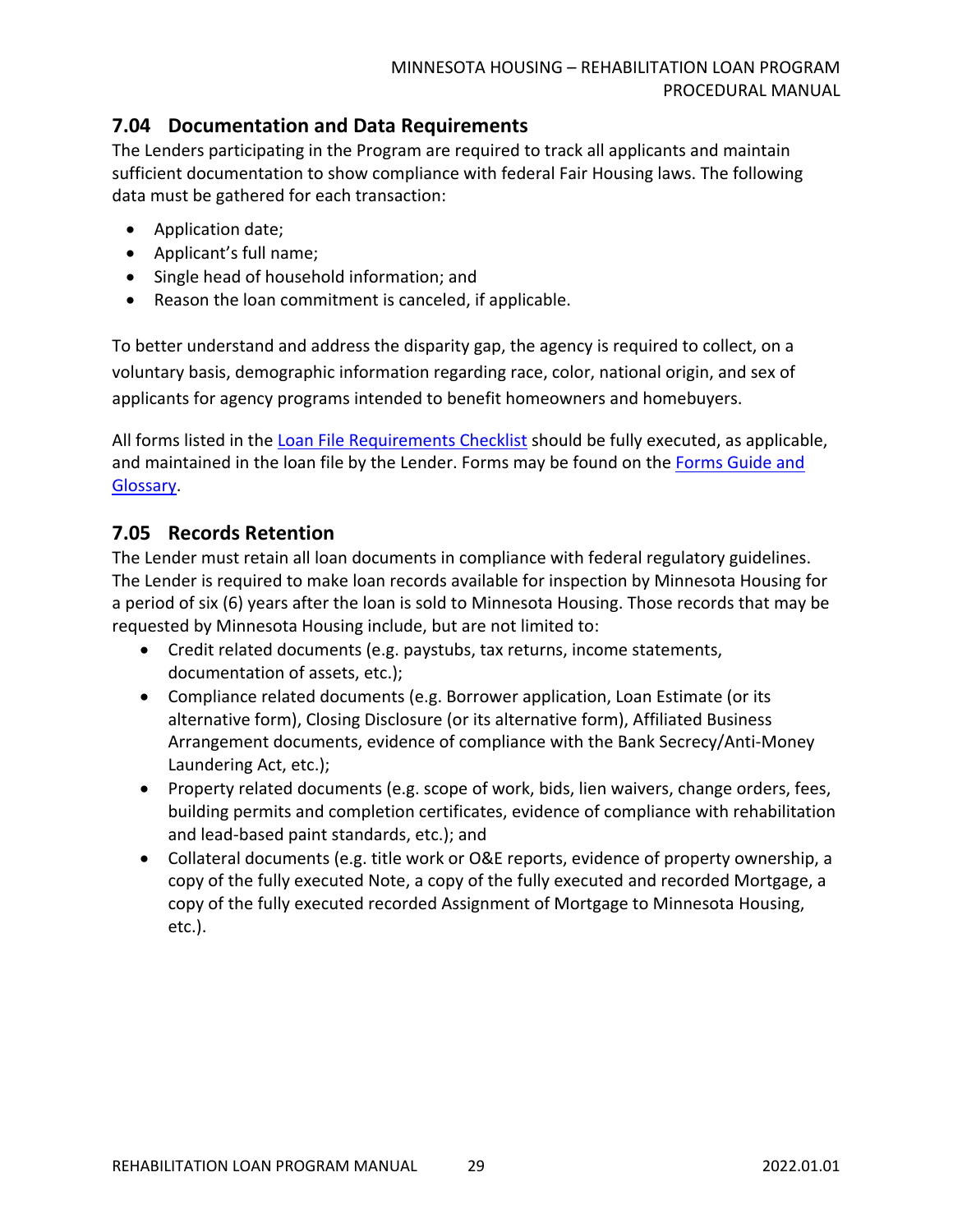## 7.04 Documentation and Data Requirements

The Lenders participating in the Program are required to track all applicants and maintain sufficient documentation to show compliance with federal Fair Housing laws. The following data must be gathered for each transaction:

- Application date;
- Applicant's full name;
- Single head of household information; and
- Reason the loan commitment is canceled, if applicable.

To better understand and address the disparity gap, the agency is required to collect, on a voluntary basis, demographic information regarding race, color, national origin, and sex of applicants for agency programs intended to benefit homeowners and homebuyers.

All forms listed in the Loan File Requirements Checklist should be fully executed, as applicable, and maintained in the loan file by the Lender. Forms may be found on the Forms Guide and Glossary.

## 7.05 Records Retention

The Lender must retain all loan documents in compliance with federal regulatory guidelines. The Lender is required to make loan records available for inspection by Minnesota Housing for a period of six (6) years after the loan is sold to Minnesota Housing. Those records that may be requested by Minnesota Housing include, but are not limited to:

- Credit related documents (e.g. paystubs, tax returns, income statements, documentation of assets, etc.);
- Compliance related documents (e.g. Borrower application, Loan Estimate (or its alternative form), Closing Disclosure (or its alternative form), Affiliated Business Arrangement documents, evidence of compliance with the Bank Secrecy/Anti-Money Laundering Act, etc.);
- Property related documents (e.g. scope of work, bids, lien waivers, change orders, fees, building permits and completion certificates, evidence of compliance with rehabilitation and lead-based paint standards, etc.); and
- Collateral documents (e.g. title work or O&E reports, evidence of property ownership, a copy of the fully executed Note, a copy of the fully executed and recorded Mortgage, a copy of the fully executed recorded Assignment of Mortgage to Minnesota Housing, etc.).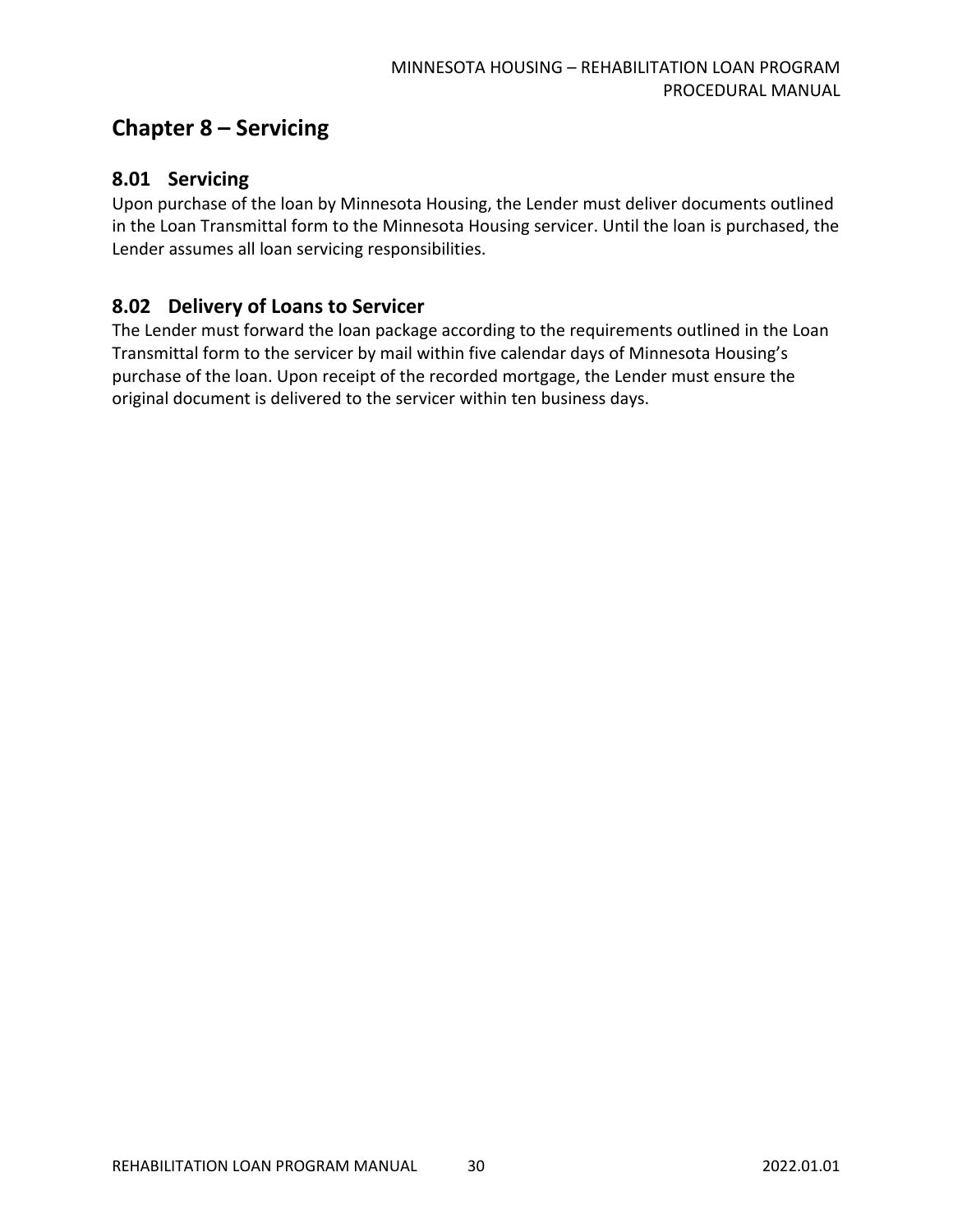# Chapter 8 – Servicing

## 8.01 Servicing

Upon purchase of the loan by Minnesota Housing, the Lender must deliver documents outlined in the Loan Transmittal form to the Minnesota Housing servicer. Until the loan is purchased, the Lender assumes all loan servicing responsibilities.

## 8.02 Delivery of Loans to Servicer

The Lender must forward the loan package according to the requirements outlined in the Loan Transmittal form to the servicer by mail within five calendar days of Minnesota Housing's purchase of the loan. Upon receipt of the recorded mortgage, the Lender must ensure the original document is delivered to the servicer within ten business days.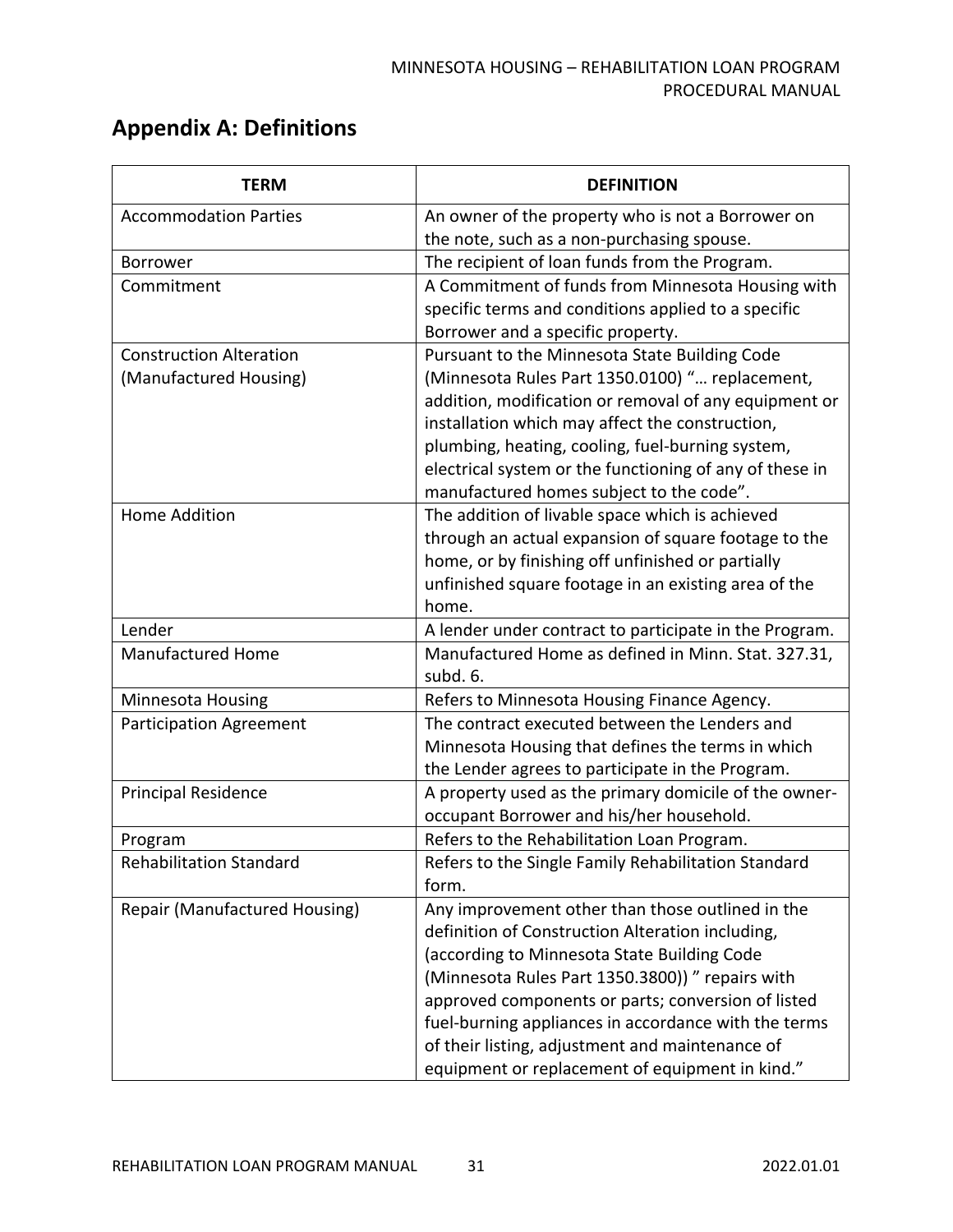## Appendix A: Definitions

| TERM | DEFINITION |
|---|---|
| Accommodation Parties | An owner of the property who is not a Borrower on the note, such as a non-purchasing spouse. |
| Borrower | The recipient of loan funds from the Program. |
| Commitment | A Commitment of funds from Minnesota Housing with specific terms and conditions applied to a specific Borrower and a specific property. |
| Construction Alteration (Manufactured Housing) | Pursuant to the Minnesota State Building Code (Minnesota Rules Part 1350.0100) "… replacement, addition, modification or removal of any equipment or installation which may affect the construction, plumbing, heating, cooling, fuel-burning system, electrical system or the functioning of any of these in manufactured homes subject to the code". |
| Home Addition | The addition of livable space which is achieved through an actual expansion of square footage to the home, or by finishing off unfinished or partially unfinished square footage in an existing area of the home. |
| Lender | A lender under contract to participate in the Program. |
| Manufactured Home | Manufactured Home as defined in Minn. Stat. 327.31, subd. 6. |
| Minnesota Housing | Refers to Minnesota Housing Finance Agency. |
| Participation Agreement | The contract executed between the Lenders and Minnesota Housing that defines the terms in which the Lender agrees to participate in the Program. |
| Principal Residence | A property used as the primary domicile of the owner-occupant Borrower and his/her household. |
| Program | Refers to the Rehabilitation Loan Program. |
| Rehabilitation Standard | Refers to the Single Family Rehabilitation Standard form. |
| Repair (Manufactured Housing) | Any improvement other than those outlined in the definition of Construction Alteration including, (according to Minnesota State Building Code (Minnesota Rules Part 1350.3800)) " repairs with approved components or parts; conversion of listed fuel-burning appliances in accordance with the terms of their listing, adjustment and maintenance of equipment or replacement of equipment in kind." |